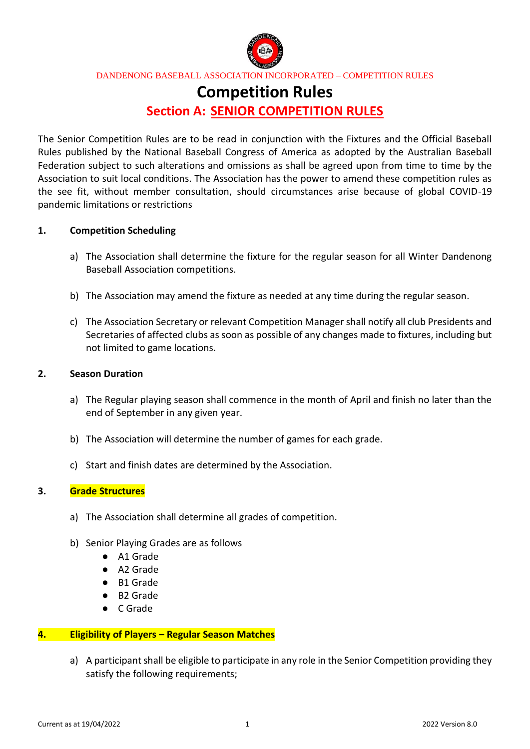DANDENONG BASEBALL ASSOCIATION INCORPORATED – COMPETITION RULES

# Competition Rules

## Section A: SENIOR COMPETITION RULES

The Senior Competition Rules are to be read in conjunction with the Fixtures and the Official Baseball Rules published by the National Baseball Congress of America as adopted by the Australian Baseball Federation subject to such alterations and omissions as shall be agreed upon from time to time by the Association to suit local conditions. The Association has the power to amend these competition rules as the see fit, without member consultation, should circumstances arise because of global COVID-19 pandemic limitations or restrictions

### 1. Competition Scheduling

a) The Association shall determine the fixture for the regular season for all Winter Dandenong Baseball Association competitions.

b) The Association may amend the fixture as needed at any time during the regular season.

c) The Association Secretary or relevant Competition Manager shall notify all club Presidents and Secretaries of affected clubs as soon as possible of any changes made to fixtures, including but not limited to game locations.

### 2. Season Duration

a) The Regular playing season shall commence in the month of April and finish no later than the end of September in any given year.

b) The Association will determine the number of games for each grade.

c) Start and finish dates are determined by the Association.

### 3. Grade Structures

a) The Association shall determine all grades of competition.

b) Senior Playing Grades are as follows
- A1 Grade
- A2 Grade
- B1 Grade
- B2 Grade
- C Grade

### 4. Eligibility of Players – Regular Season Matches

a) A participant shall be eligible to participate in any role in the Senior Competition providing they satisfy the following requirements;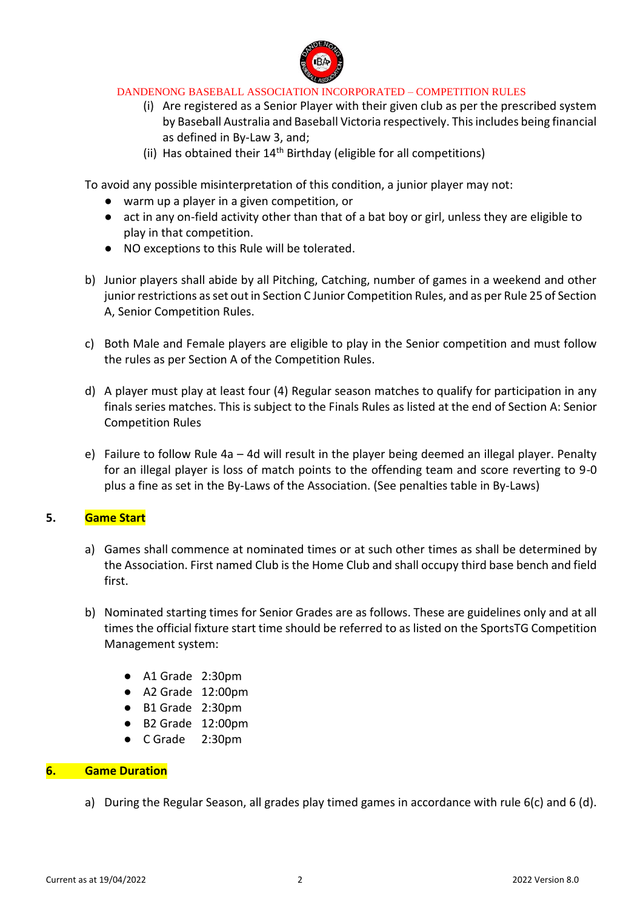(i) Are registered as a Senior Player with their given club as per the prescribed system by Baseball Australia and Baseball Victoria respectively. This includes being financial as defined in By-Law 3, and;

(ii) Has obtained their 14th Birthday (eligible for all competitions)

To avoid any possible misinterpretation of this condition, a junior player may not:

- warm up a player in a given competition, or
- act in any on-field activity other than that of a bat boy or girl, unless they are eligible to play in that competition.
- NO exceptions to this Rule will be tolerated.

b) Junior players shall abide by all Pitching, Catching, number of games in a weekend and other junior restrictions as set out in Section C Junior Competition Rules, and as per Rule 25 of Section A, Senior Competition Rules.

c) Both Male and Female players are eligible to play in the Senior competition and must follow the rules as per Section A of the Competition Rules.

d) A player must play at least four (4) Regular season matches to qualify for participation in any finals series matches. This is subject to the Finals Rules as listed at the end of Section A: Senior Competition Rules

e) Failure to follow Rule 4a – 4d will result in the player being deemed an illegal player. Penalty for an illegal player is loss of match points to the offending team and score reverting to 9-0 plus a fine as set in the By-Laws of the Association. (See penalties table in By-Laws)

## 5. Game Start

a) Games shall commence at nominated times or at such other times as shall be determined by the Association. First named Club is the Home Club and shall occupy third base bench and field first.

b) Nominated starting times for Senior Grades are as follows. These are guidelines only and at all times the official fixture start time should be referred to as listed on the SportsTG Competition Management system:

- A1 Grade 2:30pm
- A2 Grade 12:00pm
- B1 Grade 2:30pm
- B2 Grade 12:00pm
- C Grade 2:30pm

## 6. Game Duration

a) During the Regular Season, all grades play timed games in accordance with rule 6(c) and 6 (d).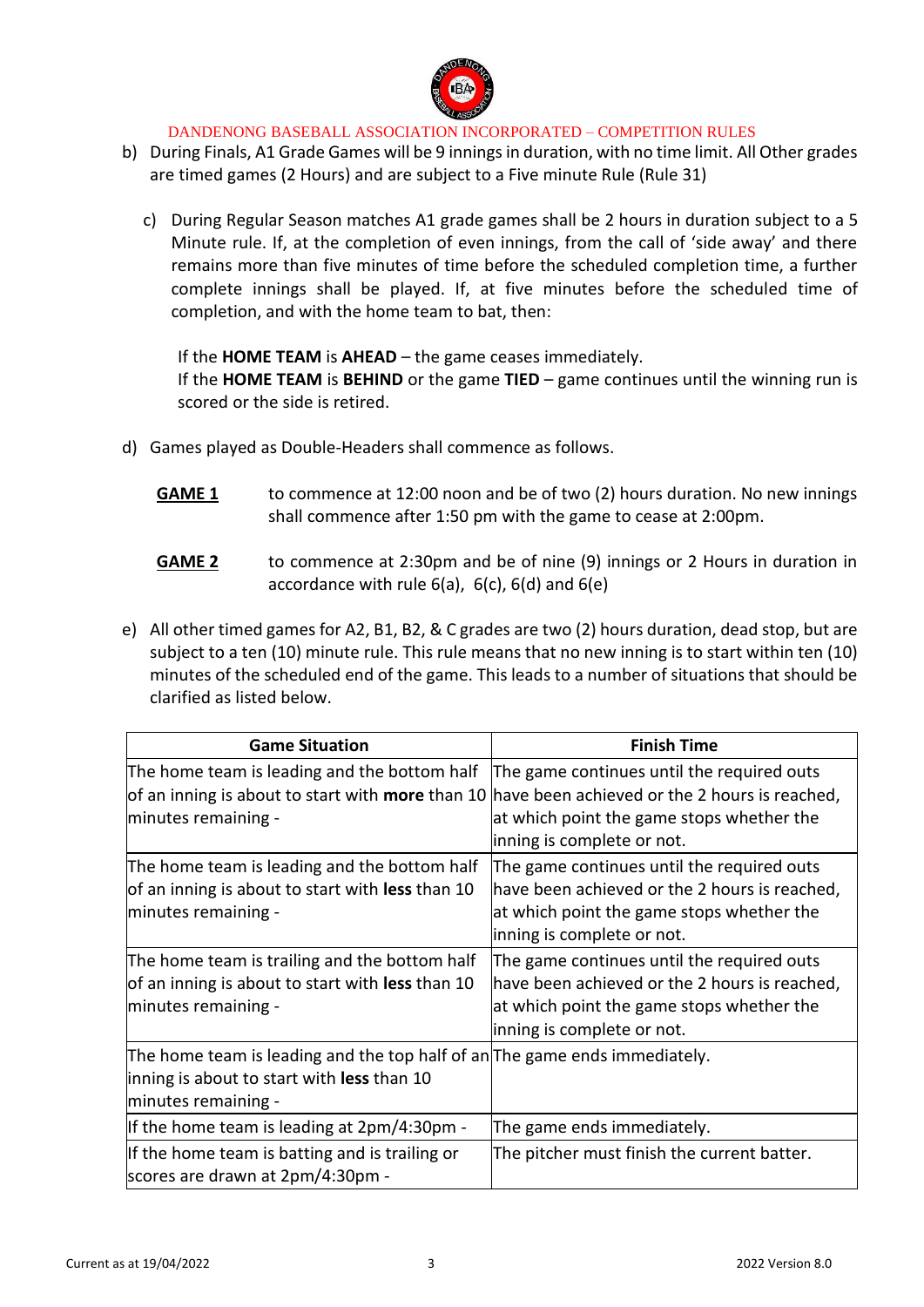b) During Finals, A1 Grade Games will be 9 innings in duration, with no time limit. All Other grades are timed games (2 Hours) and are subject to a Five minute Rule (Rule 31)

c) During Regular Season matches A1 grade games shall be 2 hours in duration subject to a 5 Minute rule. If, at the completion of even innings, from the call of 'side away' and there remains more than five minutes of time before the scheduled completion time, a further complete innings shall be played. If, at five minutes before the scheduled time of completion, and with the home team to bat, then:

If the **HOME TEAM** is **AHEAD** – the game ceases immediately.
If the **HOME TEAM** is **BEHIND** or the game **TIED** – game continues until the winning run is scored or the side is retired.

d) Games played as Double-Headers shall commence as follows.

**GAME 1** to commence at 12:00 noon and be of two (2) hours duration. No new innings shall commence after 1:50 pm with the game to cease at 2:00pm.

**GAME 2** to commence at 2:30pm and be of nine (9) innings or 2 Hours in duration in accordance with rule 6(a), 6(c), 6(d) and 6(e)

e) All other timed games for A2, B1, B2, & C grades are two (2) hours duration, dead stop, but are subject to a ten (10) minute rule. This rule means that no new inning is to start within ten (10) minutes of the scheduled end of the game. This leads to a number of situations that should be clarified as listed below.

| Game Situation | Finish Time |
|---|---|
| The home team is leading and the bottom half of an inning is about to start with **more** than 10 minutes remaining - | The game continues until the required outs have been achieved or the 2 hours is reached, at which point the game stops whether the inning is complete or not. |
| The home team is leading and the bottom half of an inning is about to start with **less** than 10 minutes remaining - | The game continues until the required outs have been achieved or the 2 hours is reached, at which point the game stops whether the inning is complete or not. |
| The home team is trailing and the bottom half of an inning is about to start with **less** than 10 minutes remaining - | The game continues until the required outs have been achieved or the 2 hours is reached, at which point the game stops whether the inning is complete or not. |
| The home team is leading and the top half of an inning is about to start with **less** than 10 minutes remaining - | The game ends immediately. |
| If the home team is leading at 2pm/4:30pm - | The game ends immediately. |
| If the home team is batting and is trailing or scores are drawn at 2pm/4:30pm - | The pitcher must finish the current batter. |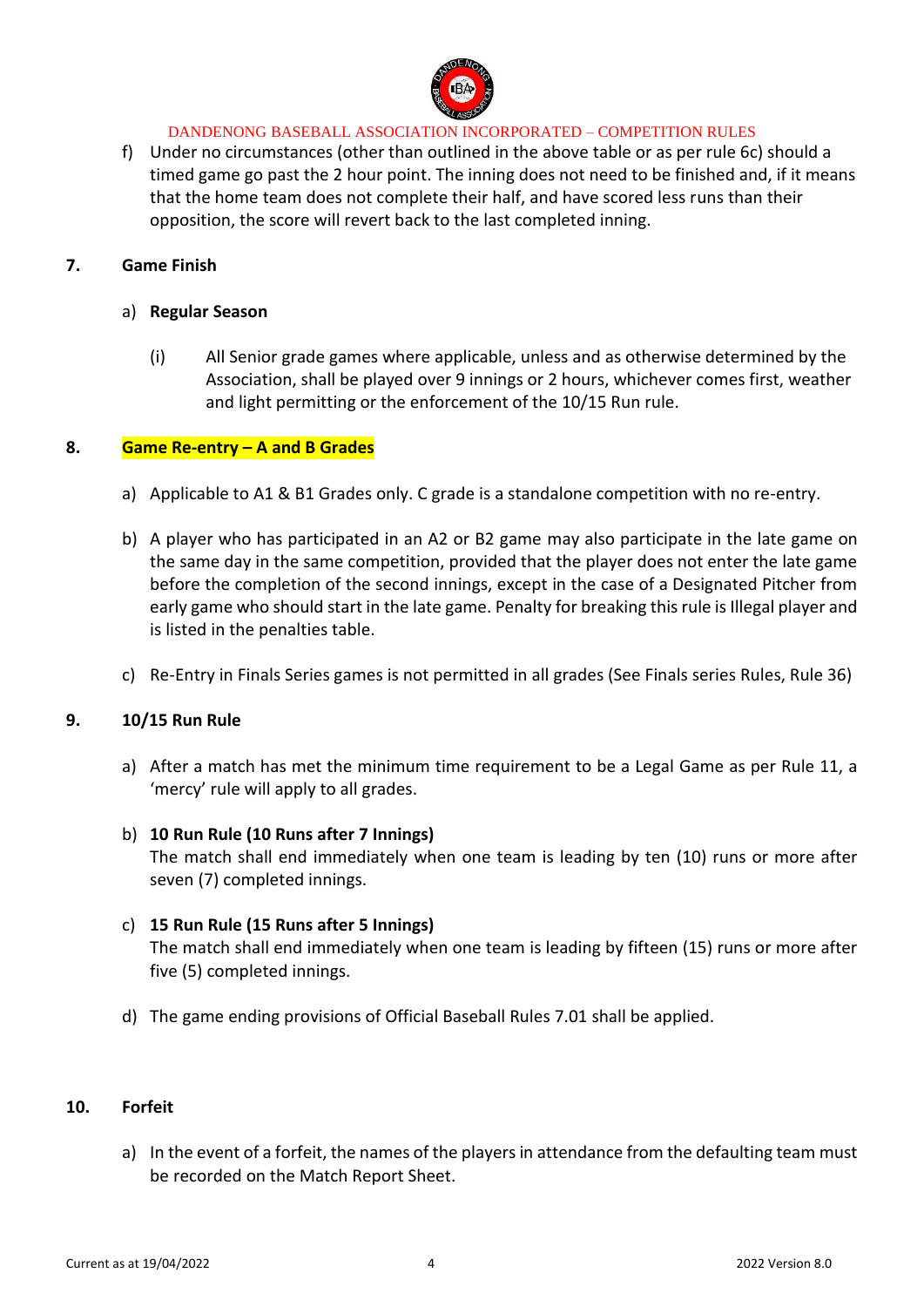f) Under no circumstances (other than outlined in the above table or as per rule 6c) should a timed game go past the 2 hour point. The inning does not need to be finished and, if it means that the home team does not complete their half, and have scored less runs than their opposition, the score will revert back to the last completed inning.

## 7. Game Finish

### a) Regular Season

(i) All Senior grade games where applicable, unless and as otherwise determined by the Association, shall be played over 9 innings or 2 hours, whichever comes first, weather and light permitting or the enforcement of the 10/15 Run rule.

## 8. Game Re-entry – A and B Grades

a) Applicable to A1 & B1 Grades only. C grade is a standalone competition with no re-entry.

b) A player who has participated in an A2 or B2 game may also participate in the late game on the same day in the same competition, provided that the player does not enter the late game before the completion of the second innings, except in the case of a Designated Pitcher from early game who should start in the late game. Penalty for breaking this rule is Illegal player and is listed in the penalties table.

c) Re-Entry in Finals Series games is not permitted in all grades (See Finals series Rules, Rule 36)

## 9. 10/15 Run Rule

a) After a match has met the minimum time requirement to be a Legal Game as per Rule 11, a 'mercy' rule will apply to all grades.

b) **10 Run Rule (10 Runs after 7 Innings)**
The match shall end immediately when one team is leading by ten (10) runs or more after seven (7) completed innings.

c) **15 Run Rule (15 Runs after 5 Innings)**
The match shall end immediately when one team is leading by fifteen (15) runs or more after five (5) completed innings.

d) The game ending provisions of Official Baseball Rules 7.01 shall be applied.

## 10. Forfeit

a) In the event of a forfeit, the names of the players in attendance from the defaulting team must be recorded on the Match Report Sheet.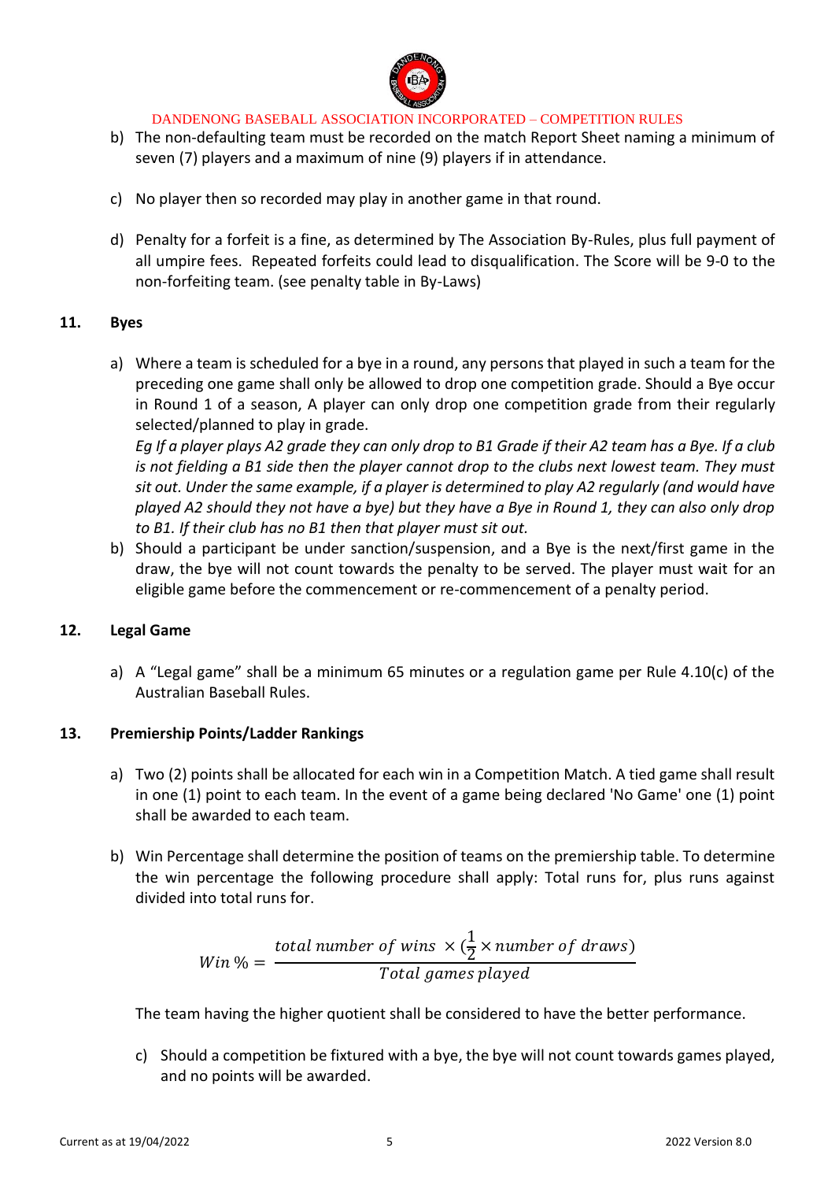b) The non-defaulting team must be recorded on the match Report Sheet naming a minimum of seven (7) players and a maximum of nine (9) players if in attendance.

c) No player then so recorded may play in another game in that round.

d) Penalty for a forfeit is a fine, as determined by The Association By-Rules, plus full payment of all umpire fees. Repeated forfeits could lead to disqualification. The Score will be 9-0 to the non-forfeiting team. (see penalty table in By-Laws)

## 11. Byes

a) Where a team is scheduled for a bye in a round, any persons that played in such a team for the preceding one game shall only be allowed to drop one competition grade. Should a Bye occur in Round 1 of a season, A player can only drop one competition grade from their regularly selected/planned to play in grade.
*Eg If a player plays A2 grade they can only drop to B1 Grade if their A2 team has a Bye. If a club is not fielding a B1 side then the player cannot drop to the clubs next lowest team. They must sit out. Under the same example, if a player is determined to play A2 regularly (and would have played A2 should they not have a bye) but they have a Bye in Round 1, they can also only drop to B1. If their club has no B1 then that player must sit out.*

b) Should a participant be under sanction/suspension, and a Bye is the next/first game in the draw, the bye will not count towards the penalty to be served. The player must wait for an eligible game before the commencement or re-commencement of a penalty period.

## 12. Legal Game

a) A "Legal game" shall be a minimum 65 minutes or a regulation game per Rule 4.10(c) of the Australian Baseball Rules.

## 13. Premiership Points/Ladder Rankings

a) Two (2) points shall be allocated for each win in a Competition Match. A tied game shall result in one (1) point to each team. In the event of a game being declared 'No Game' one (1) point shall be awarded to each team.

b) Win Percentage shall determine the position of teams on the premiership table. To determine the win percentage the following procedure shall apply: Total runs for, plus runs against divided into total runs for.

$$Win\,\% = \frac{total\ number\ of\ wins\ \times (\frac{1}{2} \times number\ of\ draws)}{Total\ games\ played}$$

The team having the higher quotient shall be considered to have the better performance.

c) Should a competition be fixtured with a bye, the bye will not count towards games played, and no points will be awarded.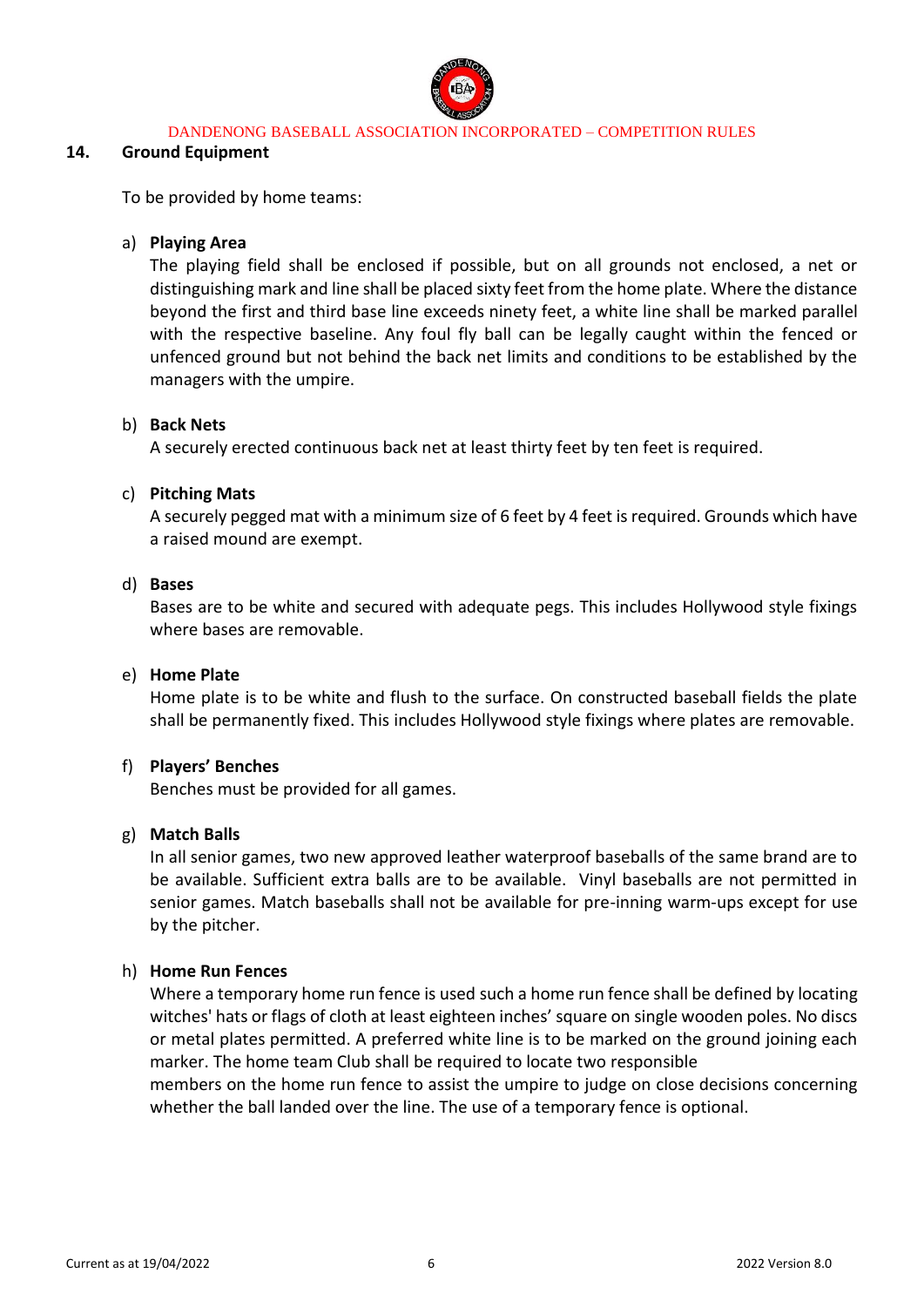## 14. Ground Equipment

To be provided by home teams:

a) **Playing Area**
The playing field shall be enclosed if possible, but on all grounds not enclosed, a net or distinguishing mark and line shall be placed sixty feet from the home plate. Where the distance beyond the first and third base line exceeds ninety feet, a white line shall be marked parallel with the respective baseline. Any foul fly ball can be legally caught within the fenced or unfenced ground but not behind the back net limits and conditions to be established by the managers with the umpire.

b) **Back Nets**
A securely erected continuous back net at least thirty feet by ten feet is required.

c) **Pitching Mats**
A securely pegged mat with a minimum size of 6 feet by 4 feet is required. Grounds which have a raised mound are exempt.

d) **Bases**
Bases are to be white and secured with adequate pegs. This includes Hollywood style fixings where bases are removable.

e) **Home Plate**
Home plate is to be white and flush to the surface. On constructed baseball fields the plate shall be permanently fixed. This includes Hollywood style fixings where plates are removable.

f) **Players' Benches**
Benches must be provided for all games.

g) **Match Balls**
In all senior games, two new approved leather waterproof baseballs of the same brand are to be available. Sufficient extra balls are to be available. Vinyl baseballs are not permitted in senior games. Match baseballs shall not be available for pre-inning warm-ups except for use by the pitcher.

h) **Home Run Fences**
Where a temporary home run fence is used such a home run fence shall be defined by locating witches' hats or flags of cloth at least eighteen inches' square on single wooden poles. No discs or metal plates permitted. A preferred white line is to be marked on the ground joining each marker. The home team Club shall be required to locate two responsible members on the home run fence to assist the umpire to judge on close decisions concerning whether the ball landed over the line. The use of a temporary fence is optional.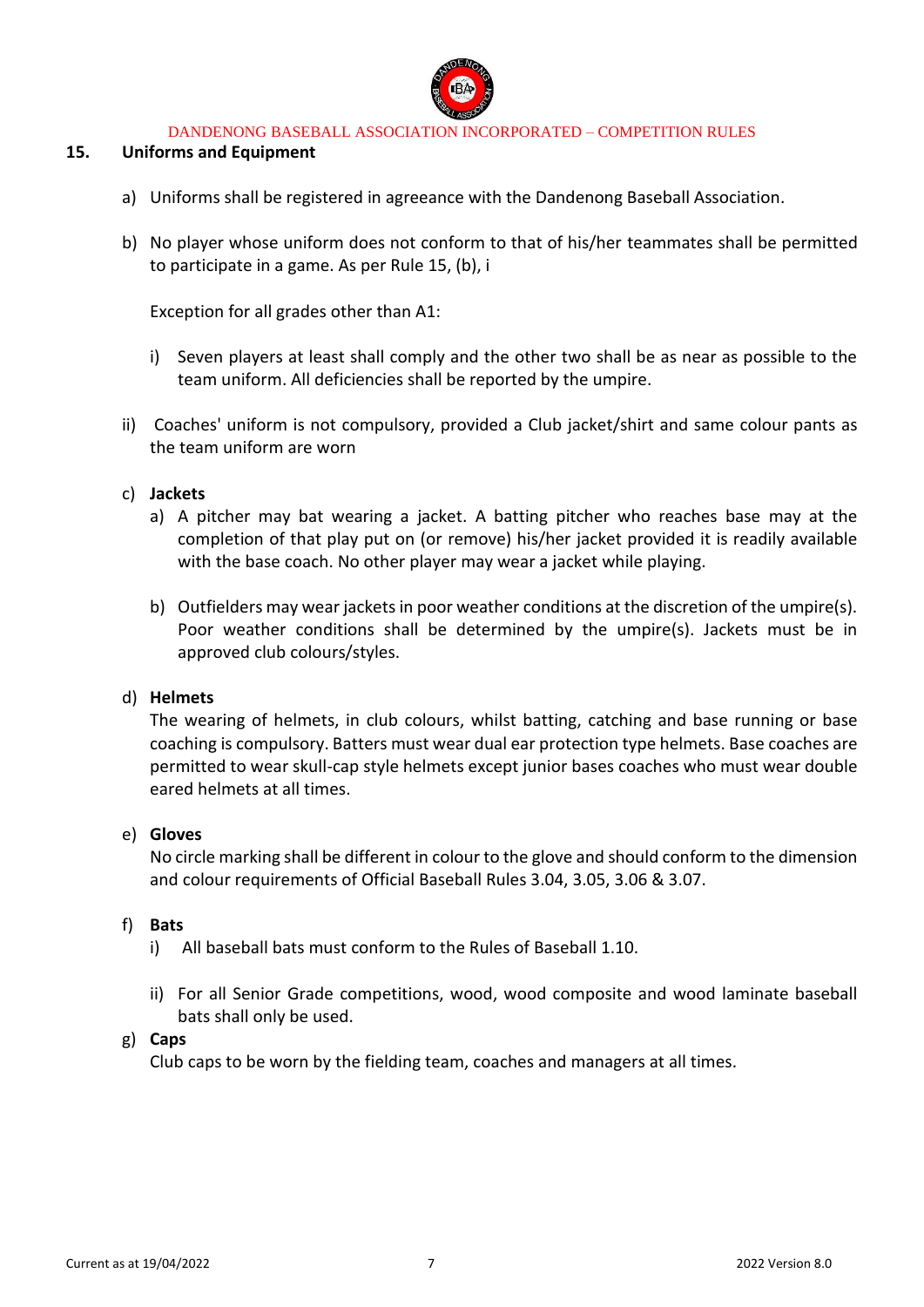## 15. Uniforms and Equipment

a) Uniforms shall be registered in agreeance with the Dandenong Baseball Association.

b) No player whose uniform does not conform to that of his/her teammates shall be permitted to participate in a game. As per Rule 15, (b), i

   Exception for all grades other than A1:

   i) Seven players at least shall comply and the other two shall be as near as possible to the team uniform. All deficiencies shall be reported by the umpire.

ii) Coaches' uniform is not compulsory, provided a Club jacket/shirt and same colour pants as the team uniform are worn

c) **Jackets**

   a) A pitcher may bat wearing a jacket. A batting pitcher who reaches base may at the completion of that play put on (or remove) his/her jacket provided it is readily available with the base coach. No other player may wear a jacket while playing.

   b) Outfielders may wear jackets in poor weather conditions at the discretion of the umpire(s). Poor weather conditions shall be determined by the umpire(s). Jackets must be in approved club colours/styles.

d) **Helmets**

   The wearing of helmets, in club colours, whilst batting, catching and base running or base coaching is compulsory. Batters must wear dual ear protection type helmets. Base coaches are permitted to wear skull-cap style helmets except junior bases coaches who must wear double eared helmets at all times.

e) **Gloves**

   No circle marking shall be different in colour to the glove and should conform to the dimension and colour requirements of Official Baseball Rules 3.04, 3.05, 3.06 & 3.07.

f) **Bats**

   i) All baseball bats must conform to the Rules of Baseball 1.10.

   ii) For all Senior Grade competitions, wood, wood composite and wood laminate baseball bats shall only be used.

g) **Caps**

   Club caps to be worn by the fielding team, coaches and managers at all times.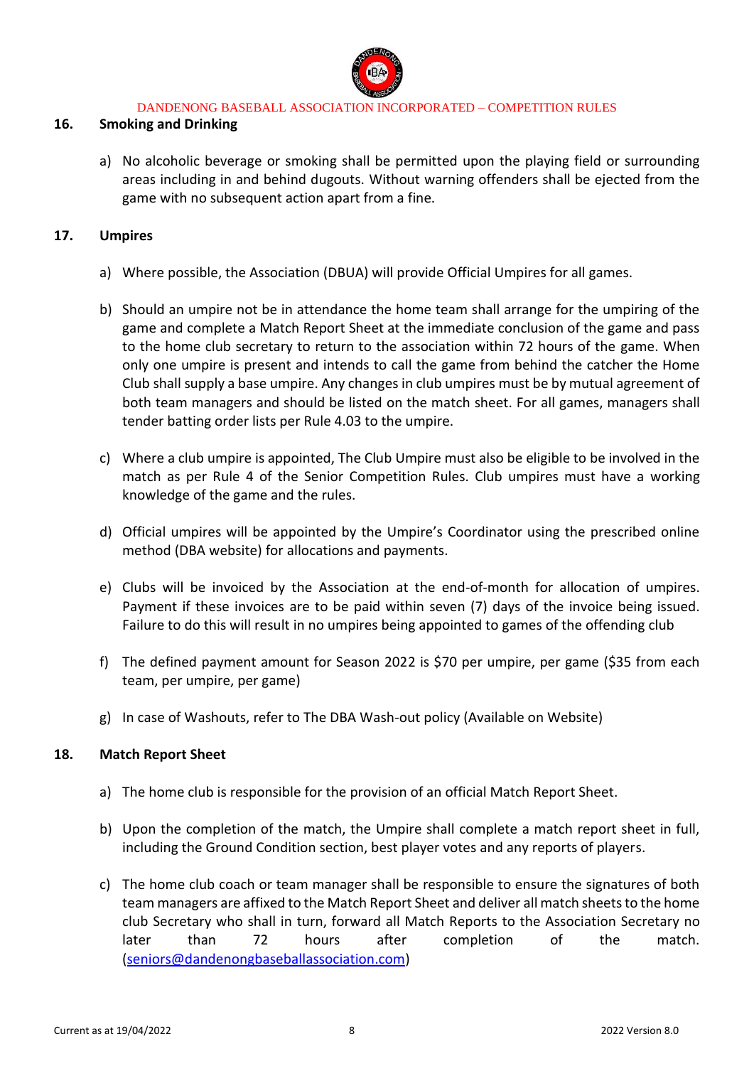## 16. Smoking and Drinking

a) No alcoholic beverage or smoking shall be permitted upon the playing field or surrounding areas including in and behind dugouts. Without warning offenders shall be ejected from the game with no subsequent action apart from a fine.

## 17. Umpires

a) Where possible, the Association (DBUA) will provide Official Umpires for all games.

b) Should an umpire not be in attendance the home team shall arrange for the umpiring of the game and complete a Match Report Sheet at the immediate conclusion of the game and pass to the home club secretary to return to the association within 72 hours of the game. When only one umpire is present and intends to call the game from behind the catcher the Home Club shall supply a base umpire. Any changes in club umpires must be by mutual agreement of both team managers and should be listed on the match sheet. For all games, managers shall tender batting order lists per Rule 4.03 to the umpire.

c) Where a club umpire is appointed, The Club Umpire must also be eligible to be involved in the match as per Rule 4 of the Senior Competition Rules. Club umpires must have a working knowledge of the game and the rules.

d) Official umpires will be appointed by the Umpire's Coordinator using the prescribed online method (DBA website) for allocations and payments.

e) Clubs will be invoiced by the Association at the end-of-month for allocation of umpires. Payment if these invoices are to be paid within seven (7) days of the invoice being issued. Failure to do this will result in no umpires being appointed to games of the offending club

f) The defined payment amount for Season 2022 is $70 per umpire, per game ($35 from each team, per umpire, per game)

g) In case of Washouts, refer to The DBA Wash-out policy (Available on Website)

## 18. Match Report Sheet

a) The home club is responsible for the provision of an official Match Report Sheet.

b) Upon the completion of the match, the Umpire shall complete a match report sheet in full, including the Ground Condition section, best player votes and any reports of players.

c) The home club coach or team manager shall be responsible to ensure the signatures of both team managers are affixed to the Match Report Sheet and deliver all match sheets to the home club Secretary who shall in turn, forward all Match Reports to the Association Secretary no later than 72 hours after completion of the match. (seniors@dandenongbaseballassociation.com)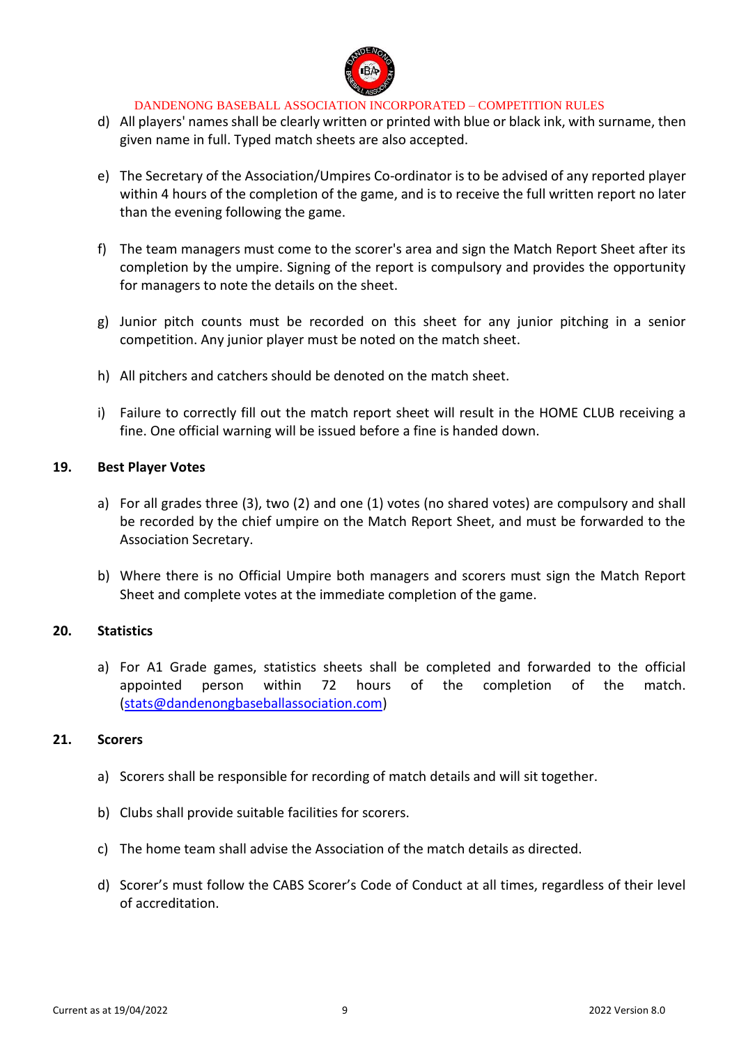d) All players' names shall be clearly written or printed with blue or black ink, with surname, then given name in full. Typed match sheets are also accepted.

e) The Secretary of the Association/Umpires Co-ordinator is to be advised of any reported player within 4 hours of the completion of the game, and is to receive the full written report no later than the evening following the game.

f) The team managers must come to the scorer's area and sign the Match Report Sheet after its completion by the umpire. Signing of the report is compulsory and provides the opportunity for managers to note the details on the sheet.

g) Junior pitch counts must be recorded on this sheet for any junior pitching in a senior competition. Any junior player must be noted on the match sheet.

h) All pitchers and catchers should be denoted on the match sheet.

i) Failure to correctly fill out the match report sheet will result in the HOME CLUB receiving a fine. One official warning will be issued before a fine is handed down.

## 19. Best Player Votes

a) For all grades three (3), two (2) and one (1) votes (no shared votes) are compulsory and shall be recorded by the chief umpire on the Match Report Sheet, and must be forwarded to the Association Secretary.

b) Where there is no Official Umpire both managers and scorers must sign the Match Report Sheet and complete votes at the immediate completion of the game.

## 20. Statistics

a) For A1 Grade games, statistics sheets shall be completed and forwarded to the official appointed person within 72 hours of the completion of the match. (stats@dandenongbaseballassociation.com)

## 21. Scorers

a) Scorers shall be responsible for recording of match details and will sit together.

b) Clubs shall provide suitable facilities for scorers.

c) The home team shall advise the Association of the match details as directed.

d) Scorer's must follow the CABS Scorer's Code of Conduct at all times, regardless of their level of accreditation.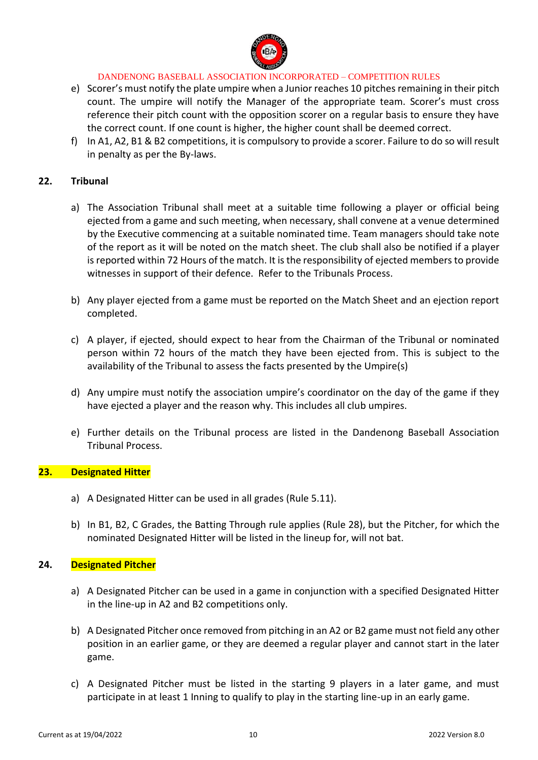e) Scorer's must notify the plate umpire when a Junior reaches 10 pitches remaining in their pitch count. The umpire will notify the Manager of the appropriate team. Scorer's must cross reference their pitch count with the opposition scorer on a regular basis to ensure they have the correct count. If one count is higher, the higher count shall be deemed correct.

f) In A1, A2, B1 & B2 competitions, it is compulsory to provide a scorer. Failure to do so will result in penalty as per the By-laws.

## 22. Tribunal

a) The Association Tribunal shall meet at a suitable time following a player or official being ejected from a game and such meeting, when necessary, shall convene at a venue determined by the Executive commencing at a suitable nominated time. Team managers should take note of the report as it will be noted on the match sheet. The club shall also be notified if a player is reported within 72 Hours of the match. It is the responsibility of ejected members to provide witnesses in support of their defence. Refer to the Tribunals Process.

b) Any player ejected from a game must be reported on the Match Sheet and an ejection report completed.

c) A player, if ejected, should expect to hear from the Chairman of the Tribunal or nominated person within 72 hours of the match they have been ejected from. This is subject to the availability of the Tribunal to assess the facts presented by the Umpire(s)

d) Any umpire must notify the association umpire's coordinator on the day of the game if they have ejected a player and the reason why. This includes all club umpires.

e) Further details on the Tribunal process are listed in the Dandenong Baseball Association Tribunal Process.

## 23. Designated Hitter

a) A Designated Hitter can be used in all grades (Rule 5.11).

b) In B1, B2, C Grades, the Batting Through rule applies (Rule 28), but the Pitcher, for which the nominated Designated Hitter will be listed in the lineup for, will not bat.

## 24. Designated Pitcher

a) A Designated Pitcher can be used in a game in conjunction with a specified Designated Hitter in the line-up in A2 and B2 competitions only.

b) A Designated Pitcher once removed from pitching in an A2 or B2 game must not field any other position in an earlier game, or they are deemed a regular player and cannot start in the later game.

c) A Designated Pitcher must be listed in the starting 9 players in a later game, and must participate in at least 1 Inning to qualify to play in the starting line-up in an early game.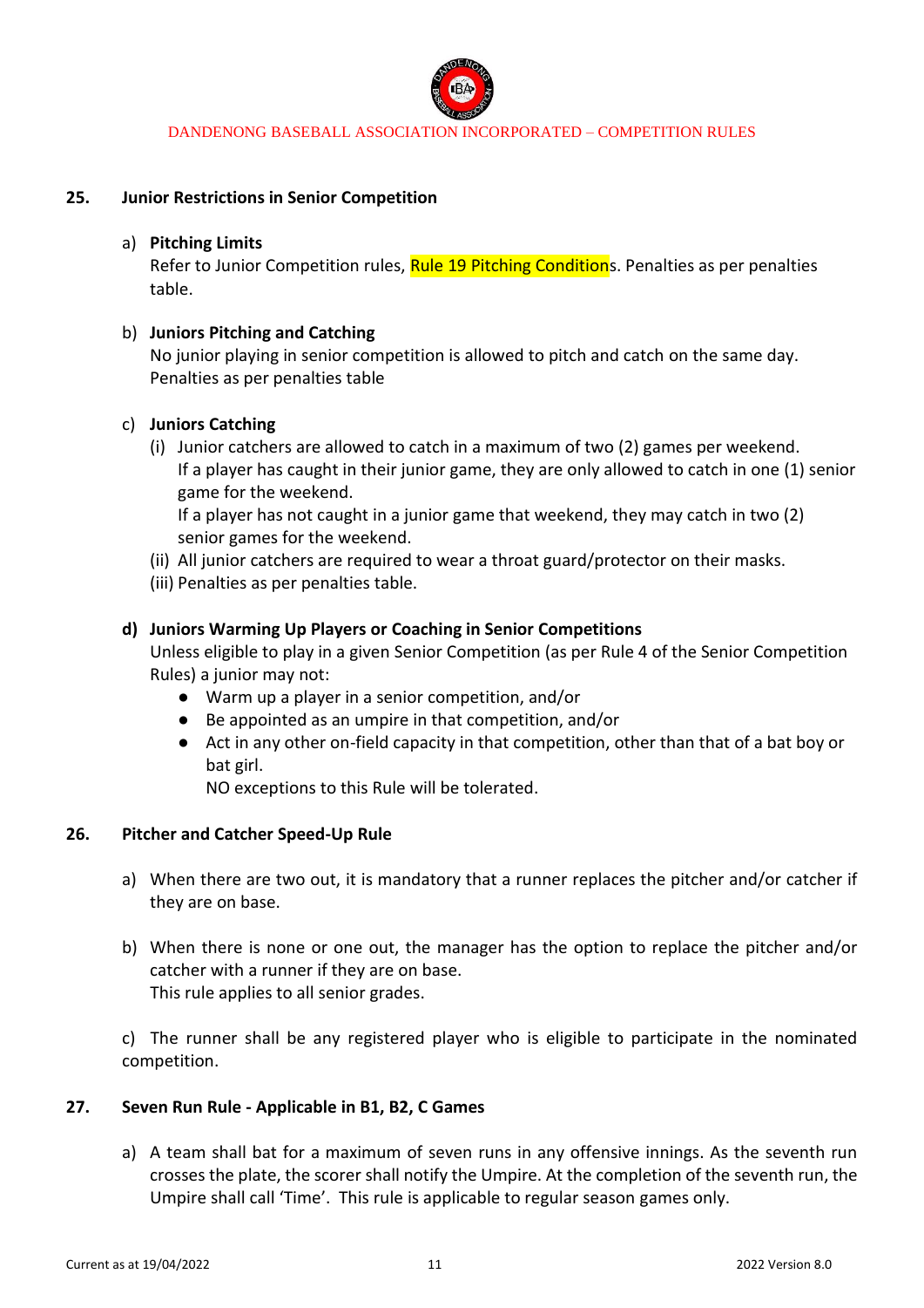## 25. Junior Restrictions in Senior Competition

a) **Pitching Limits**
Refer to Junior Competition rules, Rule 19 Pitching Conditions. Penalties as per penalties table.

b) **Juniors Pitching and Catching**
No junior playing in senior competition is allowed to pitch and catch on the same day. Penalties as per penalties table

c) **Juniors Catching**
(i) Junior catchers are allowed to catch in a maximum of two (2) games per weekend.
If a player has caught in their junior game, they are only allowed to catch in one (1) senior game for the weekend.
If a player has not caught in a junior game that weekend, they may catch in two (2) senior games for the weekend.
(ii) All junior catchers are required to wear a throat guard/protector on their masks.
(iii) Penalties as per penalties table.

**d) Juniors Warming Up Players or Coaching in Senior Competitions**
Unless eligible to play in a given Senior Competition (as per Rule 4 of the Senior Competition Rules) a junior may not:

- Warm up a player in a senior competition, and/or
- Be appointed as an umpire in that competition, and/or
- Act in any other on-field capacity in that competition, other than that of a bat boy or bat girl.
  NO exceptions to this Rule will be tolerated.

## 26. Pitcher and Catcher Speed-Up Rule

a) When there are two out, it is mandatory that a runner replaces the pitcher and/or catcher if they are on base.

b) When there is none or one out, the manager has the option to replace the pitcher and/or catcher with a runner if they are on base.
This rule applies to all senior grades.

c) The runner shall be any registered player who is eligible to participate in the nominated competition.

## 27. Seven Run Rule - Applicable in B1, B2, C Games

a) A team shall bat for a maximum of seven runs in any offensive innings. As the seventh run crosses the plate, the scorer shall notify the Umpire. At the completion of the seventh run, the Umpire shall call 'Time'. This rule is applicable to regular season games only.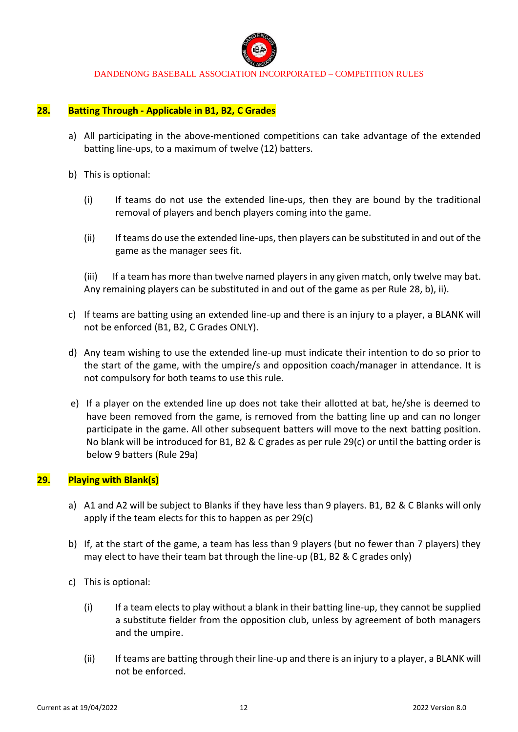## 28. Batting Through - Applicable in B1, B2, C Grades

a) All participating in the above-mentioned competitions can take advantage of the extended batting line-ups, to a maximum of twelve (12) batters.

b) This is optional:

   (i) If teams do not use the extended line-ups, then they are bound by the traditional removal of players and bench players coming into the game.

   (ii) If teams do use the extended line-ups, then players can be substituted in and out of the game as the manager sees fit.

   (iii) If a team has more than twelve named players in any given match, only twelve may bat. Any remaining players can be substituted in and out of the game as per Rule 28, b), ii).

c) If teams are batting using an extended line-up and there is an injury to a player, a BLANK will not be enforced (B1, B2, C Grades ONLY).

d) Any team wishing to use the extended line-up must indicate their intention to do so prior to the start of the game, with the umpire/s and opposition coach/manager in attendance. It is not compulsory for both teams to use this rule.

e) If a player on the extended line up does not take their allotted at bat, he/she is deemed to have been removed from the game, is removed from the batting line up and can no longer participate in the game. All other subsequent batters will move to the next batting position. No blank will be introduced for B1, B2 & C grades as per rule 29(c) or until the batting order is below 9 batters (Rule 29a)

## 29. Playing with Blank(s)

a) A1 and A2 will be subject to Blanks if they have less than 9 players. B1, B2 & C Blanks will only apply if the team elects for this to happen as per 29(c)

b) If, at the start of the game, a team has less than 9 players (but no fewer than 7 players) they may elect to have their team bat through the line-up (B1, B2 & C grades only)

c) This is optional:

   (i) If a team elects to play without a blank in their batting line-up, they cannot be supplied a substitute fielder from the opposition club, unless by agreement of both managers and the umpire.

   (ii) If teams are batting through their line-up and there is an injury to a player, a BLANK will not be enforced.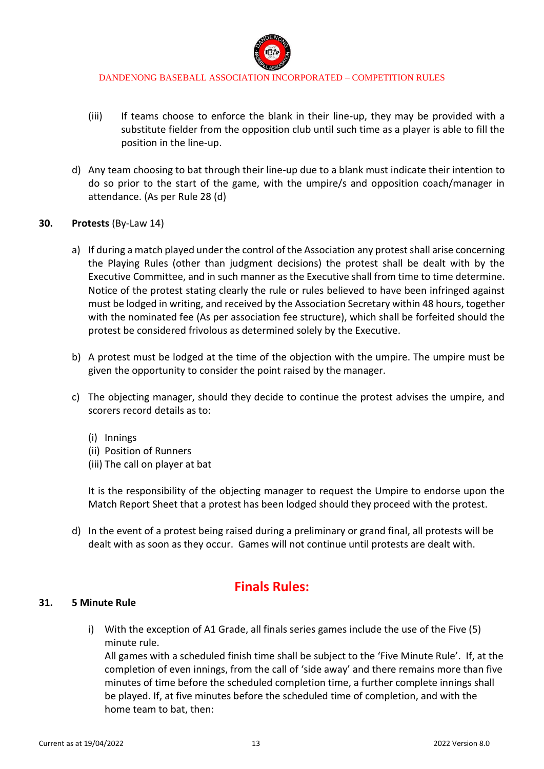(iii) If teams choose to enforce the blank in their line-up, they may be provided with a substitute fielder from the opposition club until such time as a player is able to fill the position in the line-up.

d) Any team choosing to bat through their line-up due to a blank must indicate their intention to do so prior to the start of the game, with the umpire/s and opposition coach/manager in attendance. (As per Rule 28 (d)

**30. Protests** (By-Law 14)

a) If during a match played under the control of the Association any protest shall arise concerning the Playing Rules (other than judgment decisions) the protest shall be dealt with by the Executive Committee, and in such manner as the Executive shall from time to time determine. Notice of the protest stating clearly the rule or rules believed to have been infringed against must be lodged in writing, and received by the Association Secretary within 48 hours, together with the nominated fee (As per association fee structure), which shall be forfeited should the protest be considered frivolous as determined solely by the Executive.

b) A protest must be lodged at the time of the objection with the umpire. The umpire must be given the opportunity to consider the point raised by the manager.

c) The objecting manager, should they decide to continue the protest advises the umpire, and scorers record details as to:

(i) Innings
(ii) Position of Runners
(iii) The call on player at bat

It is the responsibility of the objecting manager to request the Umpire to endorse upon the Match Report Sheet that a protest has been lodged should they proceed with the protest.

d) In the event of a protest being raised during a preliminary or grand final, all protests will be dealt with as soon as they occur. Games will not continue until protests are dealt with.

## Finals Rules:

**31. 5 Minute Rule**

i) With the exception of A1 Grade, all finals series games include the use of the Five (5) minute rule.
All games with a scheduled finish time shall be subject to the 'Five Minute Rule'. If, at the completion of even innings, from the call of 'side away' and there remains more than five minutes of time before the scheduled completion time, a further complete innings shall be played. If, at five minutes before the scheduled time of completion, and with the home team to bat, then: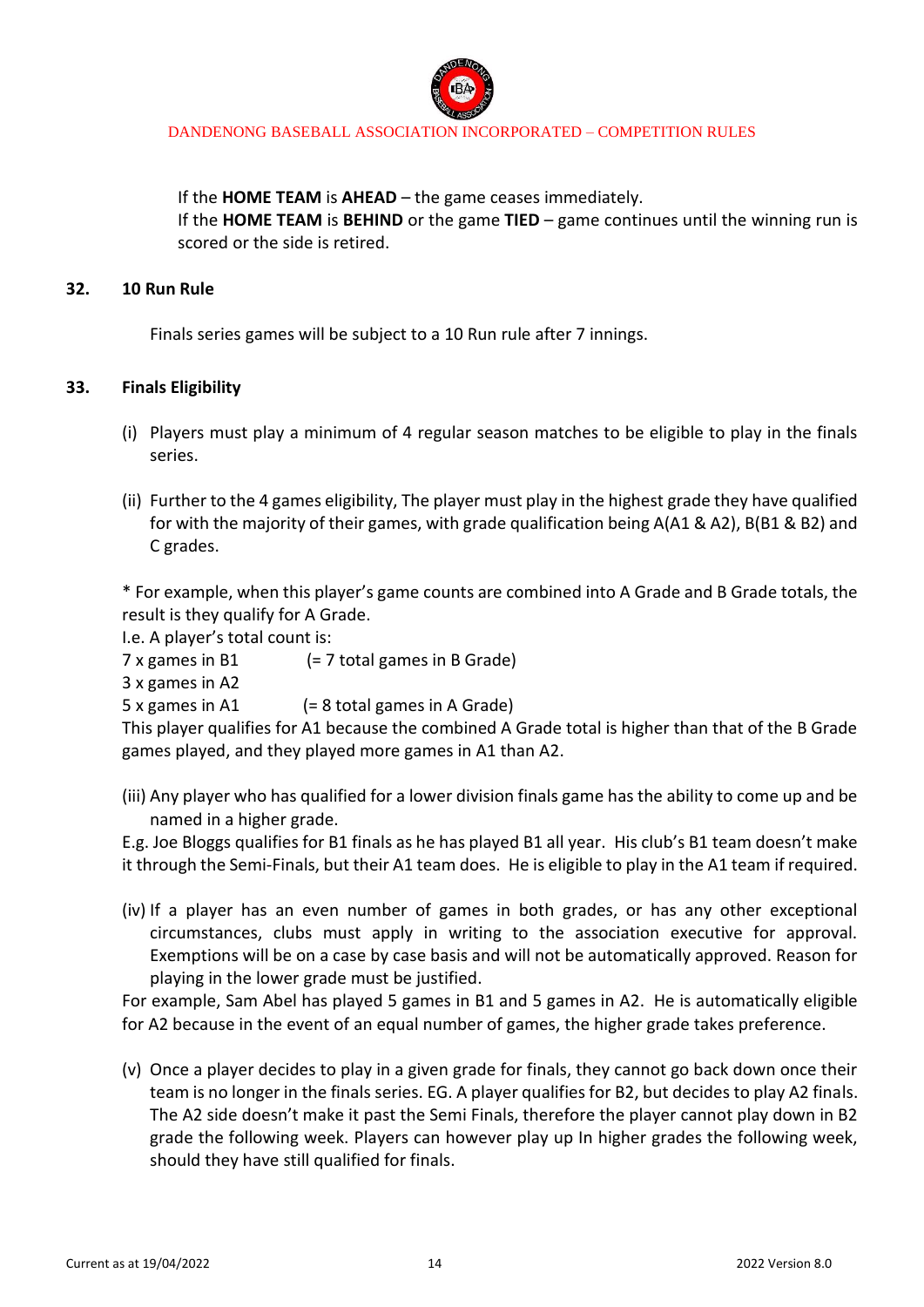If the **HOME TEAM** is **AHEAD** – the game ceases immediately.
If the **HOME TEAM** is **BEHIND** or the game **TIED** – game continues until the winning run is scored or the side is retired.

## 32. 10 Run Rule

Finals series games will be subject to a 10 Run rule after 7 innings.

## 33. Finals Eligibility

(i) Players must play a minimum of 4 regular season matches to be eligible to play in the finals series.

(ii) Further to the 4 games eligibility, The player must play in the highest grade they have qualified for with the majority of their games, with grade qualification being A(A1 & A2), B(B1 & B2) and C grades.

* For example, when this player's game counts are combined into A Grade and B Grade totals, the result is they qualify for A Grade.
I.e. A player's total count is:
7 x games in B1 (= 7 total games in B Grade)
3 x games in A2
5 x games in A1 (= 8 total games in A Grade)
This player qualifies for A1 because the combined A Grade total is higher than that of the B Grade games played, and they played more games in A1 than A2.

(iii) Any player who has qualified for a lower division finals game has the ability to come up and be named in a higher grade.
E.g. Joe Bloggs qualifies for B1 finals as he has played B1 all year. His club's B1 team doesn't make it through the Semi-Finals, but their A1 team does. He is eligible to play in the A1 team if required.

(iv) If a player has an even number of games in both grades, or has any other exceptional circumstances, clubs must apply in writing to the association executive for approval. Exemptions will be on a case by case basis and will not be automatically approved. Reason for playing in the lower grade must be justified.
For example, Sam Abel has played 5 games in B1 and 5 games in A2. He is automatically eligible for A2 because in the event of an equal number of games, the higher grade takes preference.

(v) Once a player decides to play in a given grade for finals, they cannot go back down once their team is no longer in the finals series. EG. A player qualifies for B2, but decides to play A2 finals. The A2 side doesn't make it past the Semi Finals, therefore the player cannot play down in B2 grade the following week. Players can however play up In higher grades the following week, should they have still qualified for finals.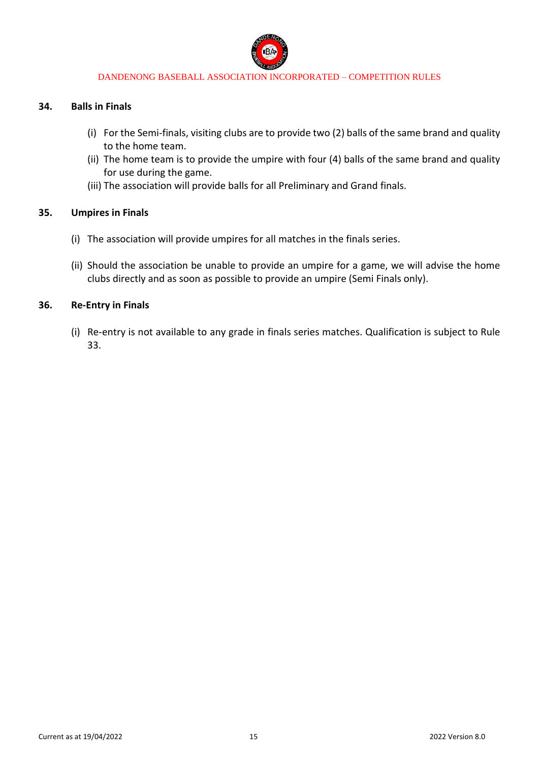## 34. Balls in Finals

(i) For the Semi-finals, visiting clubs are to provide two (2) balls of the same brand and quality to the home team.
(ii) The home team is to provide the umpire with four (4) balls of the same brand and quality for use during the game.
(iii) The association will provide balls for all Preliminary and Grand finals.

## 35. Umpires in Finals

(i) The association will provide umpires for all matches in the finals series.

(ii) Should the association be unable to provide an umpire for a game, we will advise the home clubs directly and as soon as possible to provide an umpire (Semi Finals only).

## 36. Re-Entry in Finals

(i) Re-entry is not available to any grade in finals series matches. Qualification is subject to Rule 33.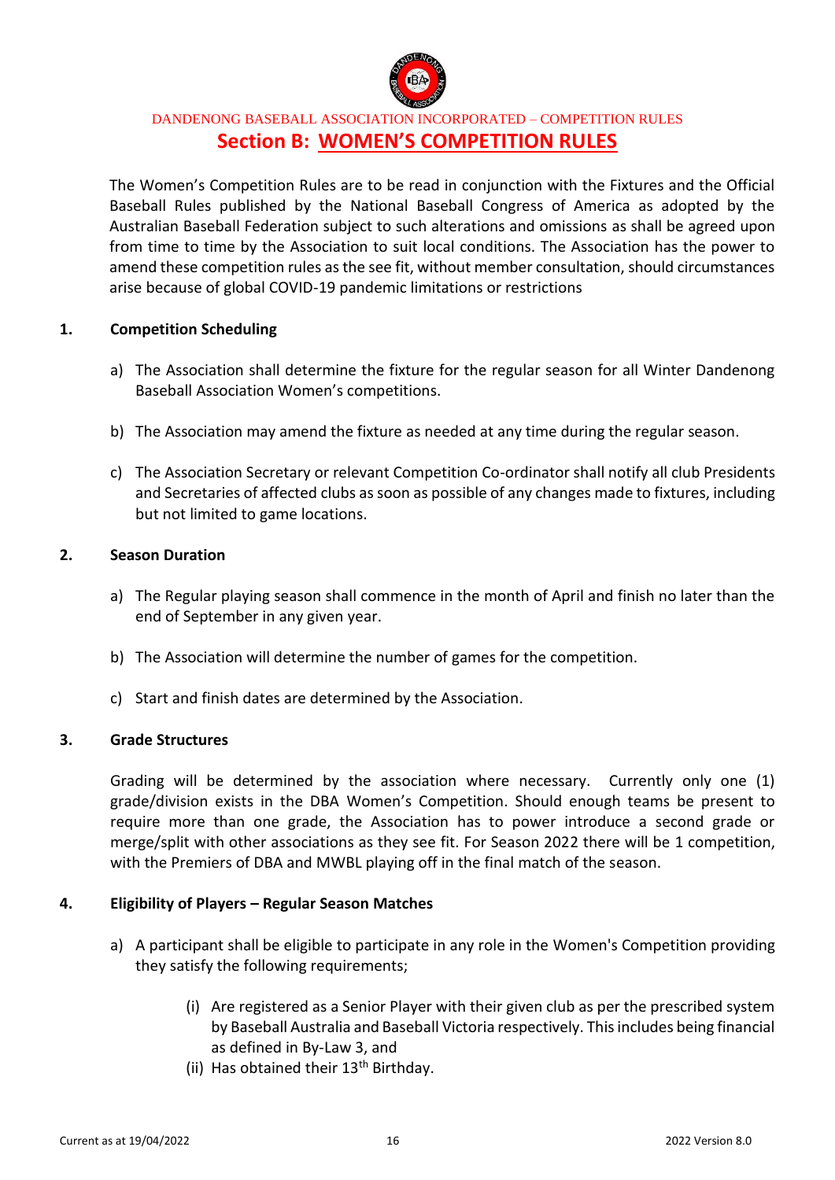DANDENONG BASEBALL ASSOCIATION INCORPORATED – COMPETITION RULES

# Section B: WOMEN'S COMPETITION RULES

The Women's Competition Rules are to be read in conjunction with the Fixtures and the Official Baseball Rules published by the National Baseball Congress of America as adopted by the Australian Baseball Federation subject to such alterations and omissions as shall be agreed upon from time to time by the Association to suit local conditions. The Association has the power to amend these competition rules as the see fit, without member consultation, should circumstances arise because of global COVID-19 pandemic limitations or restrictions

## 1. Competition Scheduling

a) The Association shall determine the fixture for the regular season for all Winter Dandenong Baseball Association Women's competitions.

b) The Association may amend the fixture as needed at any time during the regular season.

c) The Association Secretary or relevant Competition Co-ordinator shall notify all club Presidents and Secretaries of affected clubs as soon as possible of any changes made to fixtures, including but not limited to game locations.

## 2. Season Duration

a) The Regular playing season shall commence in the month of April and finish no later than the end of September in any given year.

b) The Association will determine the number of games for the competition.

c) Start and finish dates are determined by the Association.

## 3. Grade Structures

Grading will be determined by the association where necessary. Currently only one (1) grade/division exists in the DBA Women's Competition. Should enough teams be present to require more than one grade, the Association has to power introduce a second grade or merge/split with other associations as they see fit. For Season 2022 there will be 1 competition, with the Premiers of DBA and MWBL playing off in the final match of the season.

## 4. Eligibility of Players – Regular Season Matches

a) A participant shall be eligible to participate in any role in the Women's Competition providing they satisfy the following requirements;

   (i) Are registered as a Senior Player with their given club as per the prescribed system by Baseball Australia and Baseball Victoria respectively. This includes being financial as defined in By-Law 3, and
   
   (ii) Has obtained their 13th Birthday.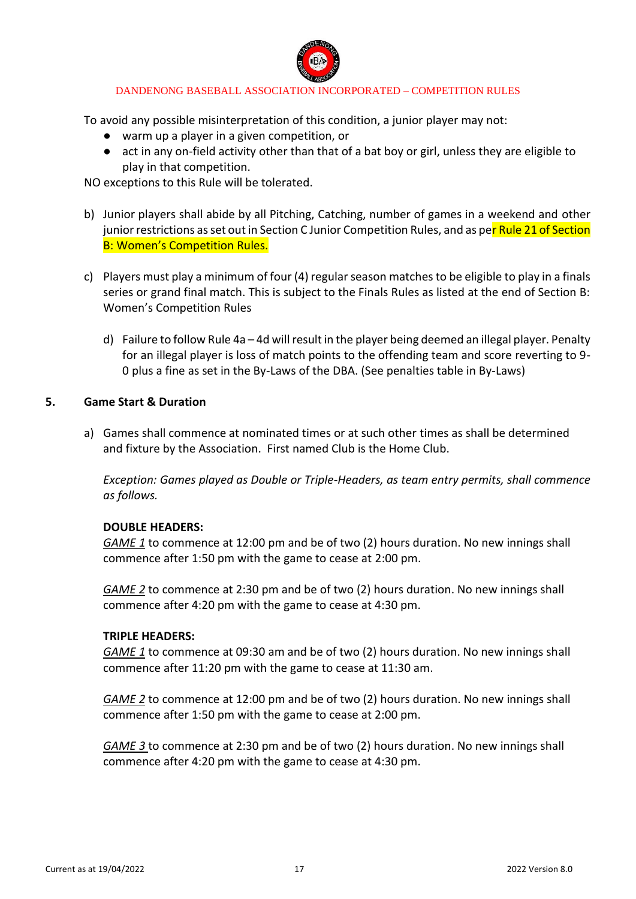To avoid any possible misinterpretation of this condition, a junior player may not:

- warm up a player in a given competition, or
- act in any on-field activity other than that of a bat boy or girl, unless they are eligible to play in that competition.

NO exceptions to this Rule will be tolerated.

b) Junior players shall abide by all Pitching, Catching, number of games in a weekend and other junior restrictions as set out in Section C Junior Competition Rules, and as per Rule 21 of Section B: Women's Competition Rules.

c) Players must play a minimum of four (4) regular season matches to be eligible to play in a finals series or grand final match. This is subject to the Finals Rules as listed at the end of Section B: Women's Competition Rules

d) Failure to follow Rule 4a – 4d will result in the player being deemed an illegal player. Penalty for an illegal player is loss of match points to the offending team and score reverting to 9-0 plus a fine as set in the By-Laws of the DBA. (See penalties table in By-Laws)

## 5. Game Start & Duration

a) Games shall commence at nominated times or at such other times as shall be determined and fixture by the Association. First named Club is the Home Club.

*Exception: Games played as Double or Triple-Headers, as team entry permits, shall commence as follows.*

**DOUBLE HEADERS:**
*GAME 1* to commence at 12:00 pm and be of two (2) hours duration. No new innings shall commence after 1:50 pm with the game to cease at 2:00 pm.

*GAME 2* to commence at 2:30 pm and be of two (2) hours duration. No new innings shall commence after 4:20 pm with the game to cease at 4:30 pm.

**TRIPLE HEADERS:**
*GAME 1* to commence at 09:30 am and be of two (2) hours duration. No new innings shall commence after 11:20 pm with the game to cease at 11:30 am.

*GAME 2* to commence at 12:00 pm and be of two (2) hours duration. No new innings shall commence after 1:50 pm with the game to cease at 2:00 pm.

*GAME 3* to commence at 2:30 pm and be of two (2) hours duration. No new innings shall commence after 4:20 pm with the game to cease at 4:30 pm.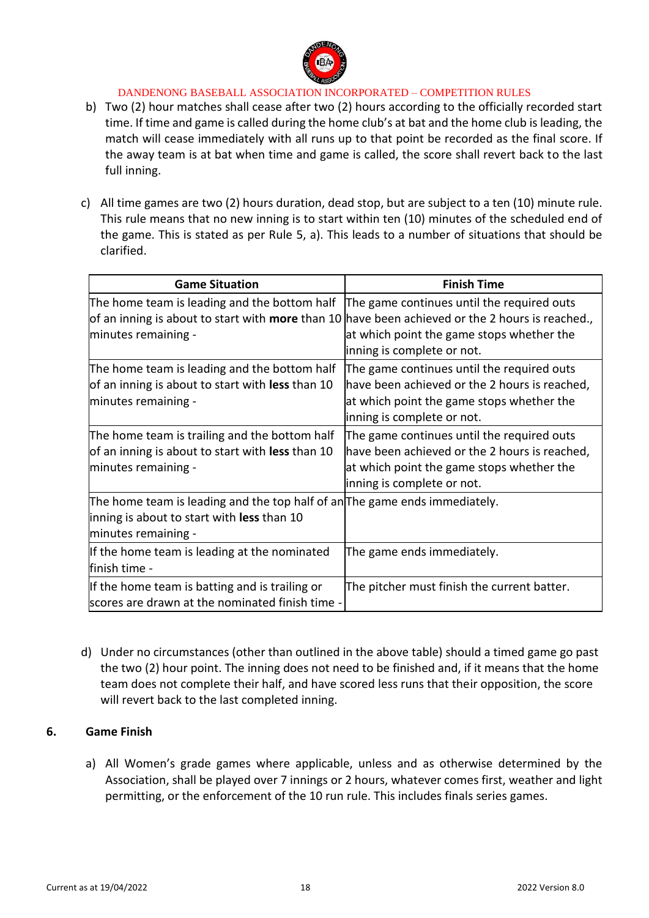b) Two (2) hour matches shall cease after two (2) hours according to the officially recorded start time. If time and game is called during the home club's at bat and the home club is leading, the match will cease immediately with all runs up to that point be recorded as the final score. If the away team is at bat when time and game is called, the score shall revert back to the last full inning.

c) All time games are two (2) hours duration, dead stop, but are subject to a ten (10) minute rule. This rule means that no new inning is to start within ten (10) minutes of the scheduled end of the game. This is stated as per Rule 5, a). This leads to a number of situations that should be clarified.

| Game Situation | Finish Time |
|---|---|
| The home team is leading and the bottom half of an inning is about to start with **more** than 10 minutes remaining - | The game continues until the required outs have been achieved or the 2 hours is reached., at which point the game stops whether the inning is complete or not. |
| The home team is leading and the bottom half of an inning is about to start with **less** than 10 minutes remaining - | The game continues until the required outs have been achieved or the 2 hours is reached, at which point the game stops whether the inning is complete or not. |
| The home team is trailing and the bottom half of an inning is about to start with **less** than 10 minutes remaining - | The game continues until the required outs have been achieved or the 2 hours is reached, at which point the game stops whether the inning is complete or not. |
| The home team is leading and the top half of an inning is about to start with **less** than 10 minutes remaining - | The game ends immediately. |
| If the home team is leading at the nominated finish time - | The game ends immediately. |
| If the home team is batting and is trailing or scores are drawn at the nominated finish time - | The pitcher must finish the current batter. |

d) Under no circumstances (other than outlined in the above table) should a timed game go past the two (2) hour point. The inning does not need to be finished and, if it means that the home team does not complete their half, and have scored less runs that their opposition, the score will revert back to the last completed inning.

## 6. Game Finish

a) All Women's grade games where applicable, unless and as otherwise determined by the Association, shall be played over 7 innings or 2 hours, whatever comes first, weather and light permitting, or the enforcement of the 10 run rule. This includes finals series games.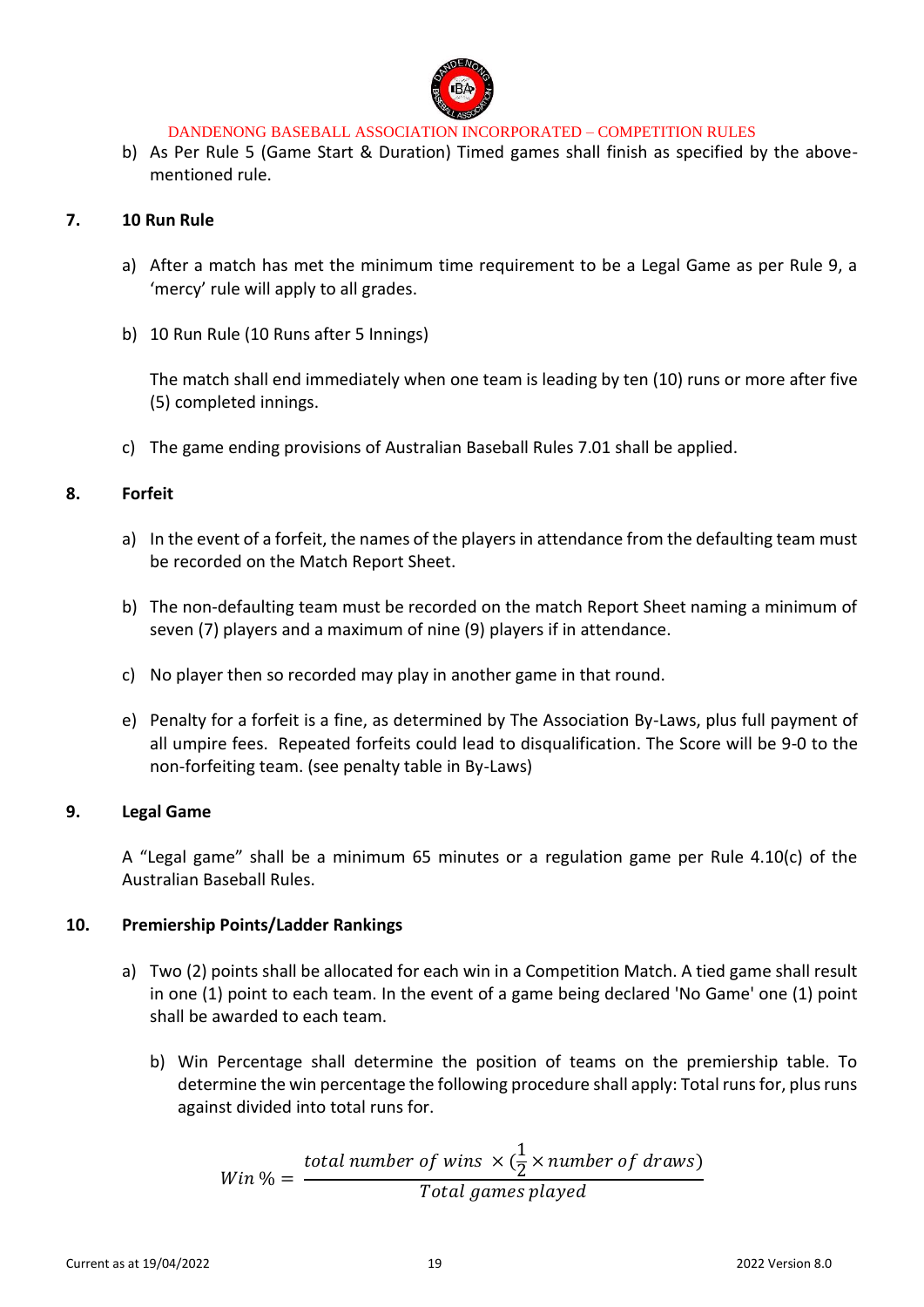b) As Per Rule 5 (Game Start & Duration) Timed games shall finish as specified by the above-mentioned rule.

## 7. 10 Run Rule

a) After a match has met the minimum time requirement to be a Legal Game as per Rule 9, a 'mercy' rule will apply to all grades.

b) 10 Run Rule (10 Runs after 5 Innings)

The match shall end immediately when one team is leading by ten (10) runs or more after five (5) completed innings.

c) The game ending provisions of Australian Baseball Rules 7.01 shall be applied.

## 8. Forfeit

a) In the event of a forfeit, the names of the players in attendance from the defaulting team must be recorded on the Match Report Sheet.

b) The non-defaulting team must be recorded on the match Report Sheet naming a minimum of seven (7) players and a maximum of nine (9) players if in attendance.

c) No player then so recorded may play in another game in that round.

e) Penalty for a forfeit is a fine, as determined by The Association By-Laws, plus full payment of all umpire fees. Repeated forfeits could lead to disqualification. The Score will be 9-0 to the non-forfeiting team. (see penalty table in By-Laws)

## 9. Legal Game

A "Legal game" shall be a minimum 65 minutes or a regulation game per Rule 4.10(c) of the Australian Baseball Rules.

## 10. Premiership Points/Ladder Rankings

a) Two (2) points shall be allocated for each win in a Competition Match. A tied game shall result in one (1) point to each team. In the event of a game being declared 'No Game' one (1) point shall be awarded to each team.

b) Win Percentage shall determine the position of teams on the premiership table. To determine the win percentage the following procedure shall apply: Total runs for, plus runs against divided into total runs for.

$$Win\,\% = \frac{total\ number\ of\ wins\ \times (\frac{1}{2} \times number\ of\ draws)}{Total\ games\ played}$$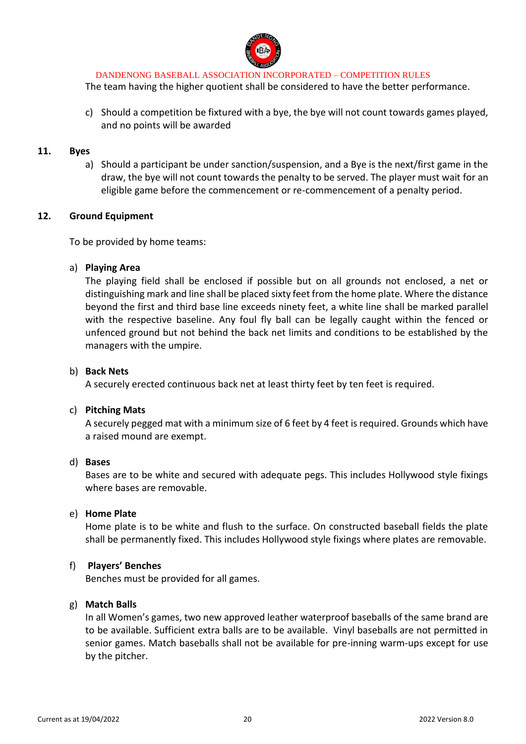The team having the higher quotient shall be considered to have the better performance.

c) Should a competition be fixtured with a bye, the bye will not count towards games played, and no points will be awarded

## 11. Byes

a) Should a participant be under sanction/suspension, and a Bye is the next/first game in the draw, the bye will not count towards the penalty to be served. The player must wait for an eligible game before the commencement or re-commencement of a penalty period.

## 12. Ground Equipment

To be provided by home teams:

a) **Playing Area**
The playing field shall be enclosed if possible but on all grounds not enclosed, a net or distinguishing mark and line shall be placed sixty feet from the home plate. Where the distance beyond the first and third base line exceeds ninety feet, a white line shall be marked parallel with the respective baseline. Any foul fly ball can be legally caught within the fenced or unfenced ground but not behind the back net limits and conditions to be established by the managers with the umpire.

b) **Back Nets**
A securely erected continuous back net at least thirty feet by ten feet is required.

c) **Pitching Mats**
A securely pegged mat with a minimum size of 6 feet by 4 feet is required. Grounds which have a raised mound are exempt.

d) **Bases**
Bases are to be white and secured with adequate pegs. This includes Hollywood style fixings where bases are removable.

e) **Home Plate**
Home plate is to be white and flush to the surface. On constructed baseball fields the plate shall be permanently fixed. This includes Hollywood style fixings where plates are removable.

f) **Players' Benches**
Benches must be provided for all games.

g) **Match Balls**
In all Women's games, two new approved leather waterproof baseballs of the same brand are to be available. Sufficient extra balls are to be available. Vinyl baseballs are not permitted in senior games. Match baseballs shall not be available for pre-inning warm-ups except for use by the pitcher.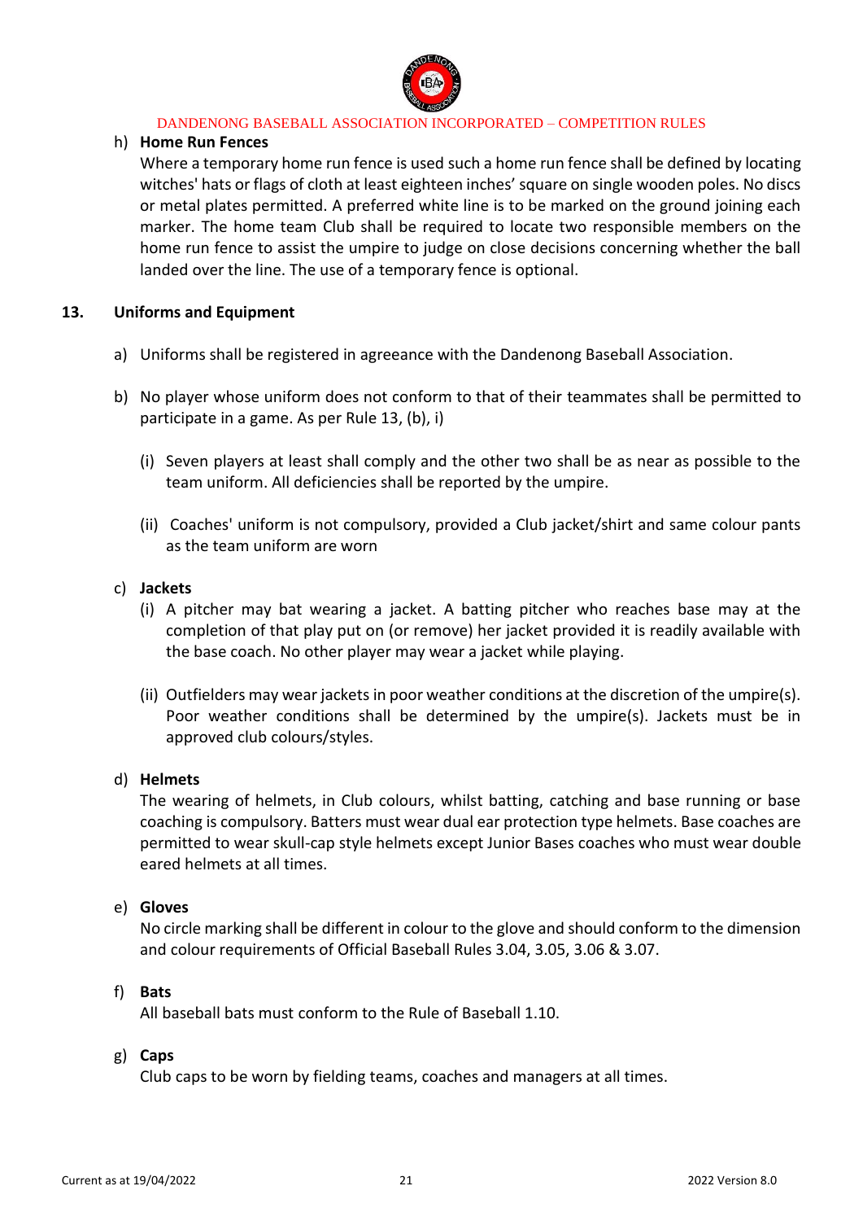h) **Home Run Fences**

Where a temporary home run fence is used such a home run fence shall be defined by locating witches' hats or flags of cloth at least eighteen inches' square on single wooden poles. No discs or metal plates permitted. A preferred white line is to be marked on the ground joining each marker. The home team Club shall be required to locate two responsible members on the home run fence to assist the umpire to judge on close decisions concerning whether the ball landed over the line. The use of a temporary fence is optional.

## 13. Uniforms and Equipment

a) Uniforms shall be registered in agreeance with the Dandenong Baseball Association.

b) No player whose uniform does not conform to that of their teammates shall be permitted to participate in a game. As per Rule 13, (b), i)

   (i) Seven players at least shall comply and the other two shall be as near as possible to the team uniform. All deficiencies shall be reported by the umpire.

   (ii) Coaches' uniform is not compulsory, provided a Club jacket/shirt and same colour pants as the team uniform are worn

c) **Jackets**

   (i) A pitcher may bat wearing a jacket. A batting pitcher who reaches base may at the completion of that play put on (or remove) her jacket provided it is readily available with the base coach. No other player may wear a jacket while playing.

   (ii) Outfielders may wear jackets in poor weather conditions at the discretion of the umpire(s). Poor weather conditions shall be determined by the umpire(s). Jackets must be in approved club colours/styles.

d) **Helmets**

The wearing of helmets, in Club colours, whilst batting, catching and base running or base coaching is compulsory. Batters must wear dual ear protection type helmets. Base coaches are permitted to wear skull-cap style helmets except Junior Bases coaches who must wear double eared helmets at all times.

e) **Gloves**

No circle marking shall be different in colour to the glove and should conform to the dimension and colour requirements of Official Baseball Rules 3.04, 3.05, 3.06 & 3.07.

f) **Bats**

All baseball bats must conform to the Rule of Baseball 1.10.

g) **Caps**

Club caps to be worn by fielding teams, coaches and managers at all times.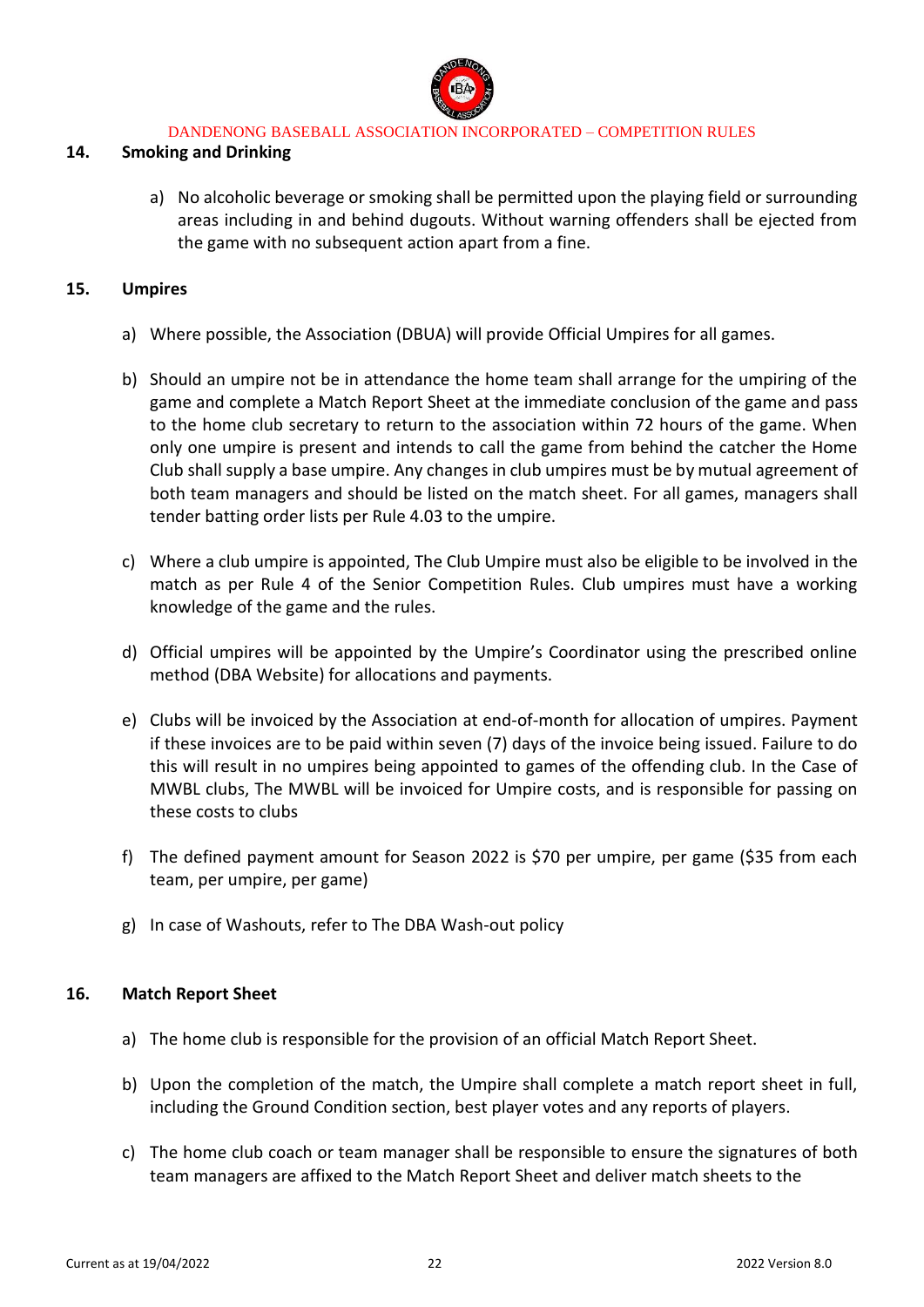## 14. Smoking and Drinking

a) No alcoholic beverage or smoking shall be permitted upon the playing field or surrounding areas including in and behind dugouts. Without warning offenders shall be ejected from the game with no subsequent action apart from a fine.

## 15. Umpires

a) Where possible, the Association (DBUA) will provide Official Umpires for all games.

b) Should an umpire not be in attendance the home team shall arrange for the umpiring of the game and complete a Match Report Sheet at the immediate conclusion of the game and pass to the home club secretary to return to the association within 72 hours of the game. When only one umpire is present and intends to call the game from behind the catcher the Home Club shall supply a base umpire. Any changes in club umpires must be by mutual agreement of both team managers and should be listed on the match sheet. For all games, managers shall tender batting order lists per Rule 4.03 to the umpire.

c) Where a club umpire is appointed, The Club Umpire must also be eligible to be involved in the match as per Rule 4 of the Senior Competition Rules. Club umpires must have a working knowledge of the game and the rules.

d) Official umpires will be appointed by the Umpire's Coordinator using the prescribed online method (DBA Website) for allocations and payments.

e) Clubs will be invoiced by the Association at end-of-month for allocation of umpires. Payment if these invoices are to be paid within seven (7) days of the invoice being issued. Failure to do this will result in no umpires being appointed to games of the offending club. In the Case of MWBL clubs, The MWBL will be invoiced for Umpire costs, and is responsible for passing on these costs to clubs

f) The defined payment amount for Season 2022 is $70 per umpire, per game ($35 from each team, per umpire, per game)

g) In case of Washouts, refer to The DBA Wash-out policy

## 16. Match Report Sheet

a) The home club is responsible for the provision of an official Match Report Sheet.

b) Upon the completion of the match, the Umpire shall complete a match report sheet in full, including the Ground Condition section, best player votes and any reports of players.

c) The home club coach or team manager shall be responsible to ensure the signatures of both team managers are affixed to the Match Report Sheet and deliver match sheets to the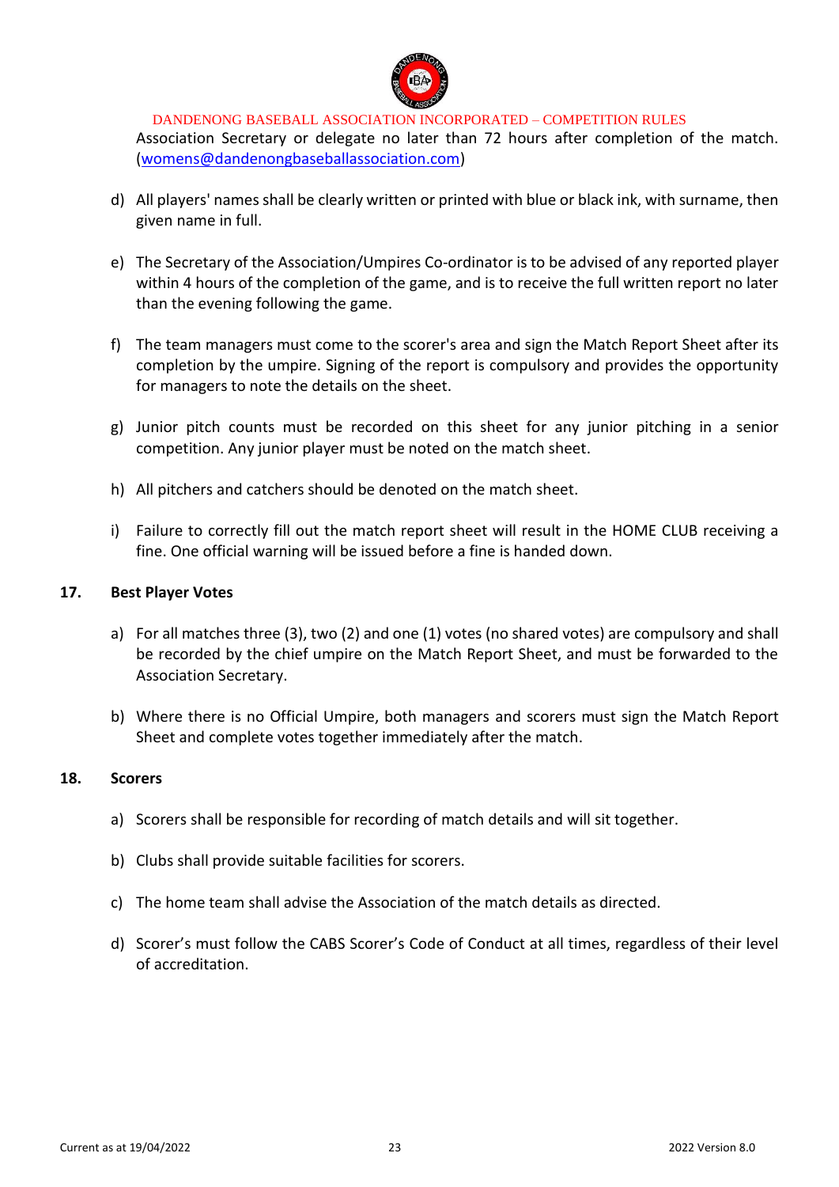Association Secretary or delegate no later than 72 hours after completion of the match. (womens@dandenongbaseballassociation.com)

d) All players' names shall be clearly written or printed with blue or black ink, with surname, then given name in full.

e) The Secretary of the Association/Umpires Co-ordinator is to be advised of any reported player within 4 hours of the completion of the game, and is to receive the full written report no later than the evening following the game.

f) The team managers must come to the scorer's area and sign the Match Report Sheet after its completion by the umpire. Signing of the report is compulsory and provides the opportunity for managers to note the details on the sheet.

g) Junior pitch counts must be recorded on this sheet for any junior pitching in a senior competition. Any junior player must be noted on the match sheet.

h) All pitchers and catchers should be denoted on the match sheet.

i) Failure to correctly fill out the match report sheet will result in the HOME CLUB receiving a fine. One official warning will be issued before a fine is handed down.

## 17. Best Player Votes

a) For all matches three (3), two (2) and one (1) votes (no shared votes) are compulsory and shall be recorded by the chief umpire on the Match Report Sheet, and must be forwarded to the Association Secretary.

b) Where there is no Official Umpire, both managers and scorers must sign the Match Report Sheet and complete votes together immediately after the match.

## 18. Scorers

a) Scorers shall be responsible for recording of match details and will sit together.

b) Clubs shall provide suitable facilities for scorers.

c) The home team shall advise the Association of the match details as directed.

d) Scorer's must follow the CABS Scorer's Code of Conduct at all times, regardless of their level of accreditation.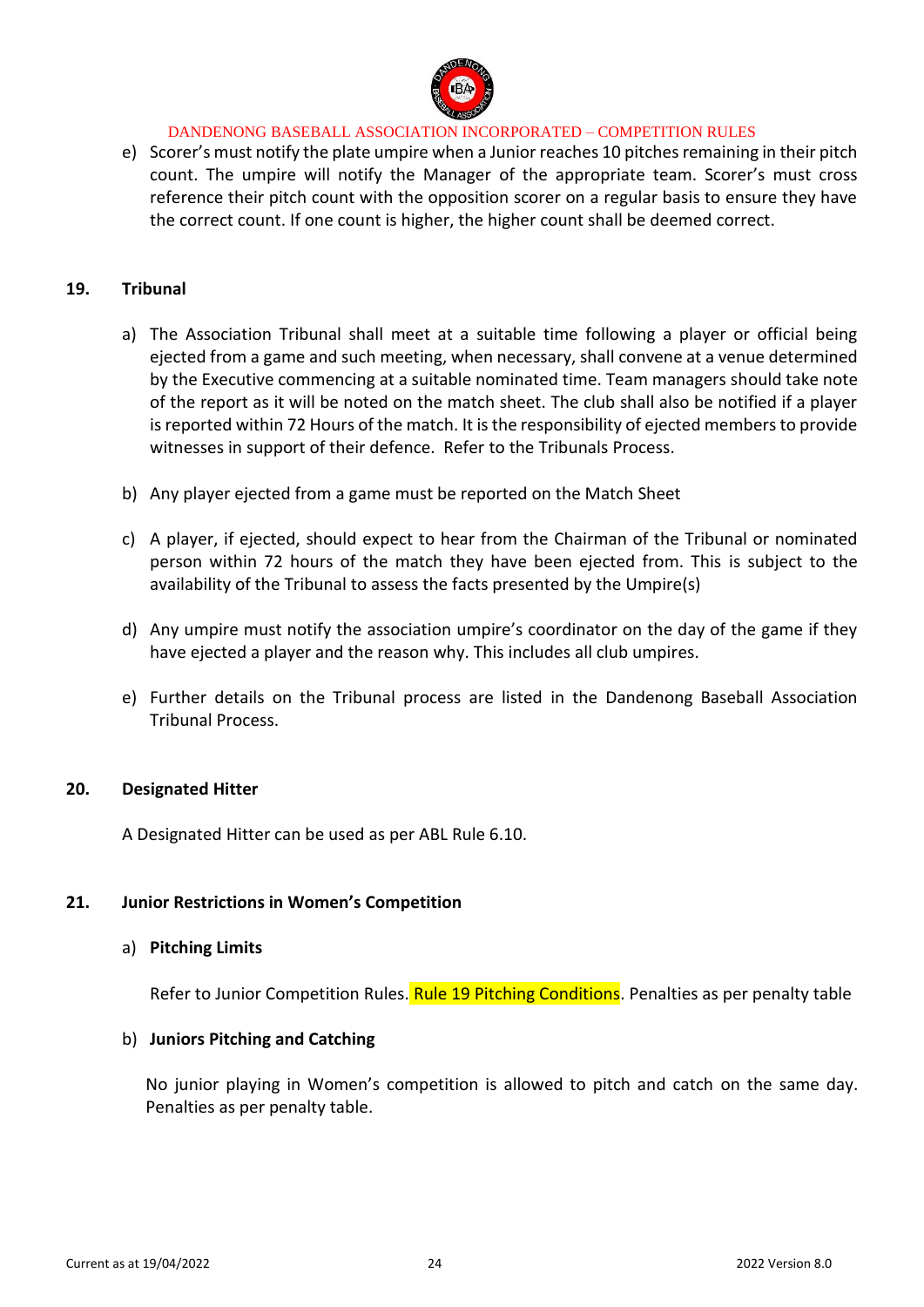e) Scorer's must notify the plate umpire when a Junior reaches 10 pitches remaining in their pitch count. The umpire will notify the Manager of the appropriate team. Scorer's must cross reference their pitch count with the opposition scorer on a regular basis to ensure they have the correct count. If one count is higher, the higher count shall be deemed correct.

## 19. Tribunal

a) The Association Tribunal shall meet at a suitable time following a player or official being ejected from a game and such meeting, when necessary, shall convene at a venue determined by the Executive commencing at a suitable nominated time. Team managers should take note of the report as it will be noted on the match sheet. The club shall also be notified if a player is reported within 72 Hours of the match. It is the responsibility of ejected members to provide witnesses in support of their defence. Refer to the Tribunals Process.

b) Any player ejected from a game must be reported on the Match Sheet

c) A player, if ejected, should expect to hear from the Chairman of the Tribunal or nominated person within 72 hours of the match they have been ejected from. This is subject to the availability of the Tribunal to assess the facts presented by the Umpire(s)

d) Any umpire must notify the association umpire's coordinator on the day of the game if they have ejected a player and the reason why. This includes all club umpires.

e) Further details on the Tribunal process are listed in the Dandenong Baseball Association Tribunal Process.

## 20. Designated Hitter

A Designated Hitter can be used as per ABL Rule 6.10.

## 21. Junior Restrictions in Women's Competition

a) **Pitching Limits**

Refer to Junior Competition Rules. Rule 19 Pitching Conditions. Penalties as per penalty table

b) **Juniors Pitching and Catching**

No junior playing in Women's competition is allowed to pitch and catch on the same day. Penalties as per penalty table.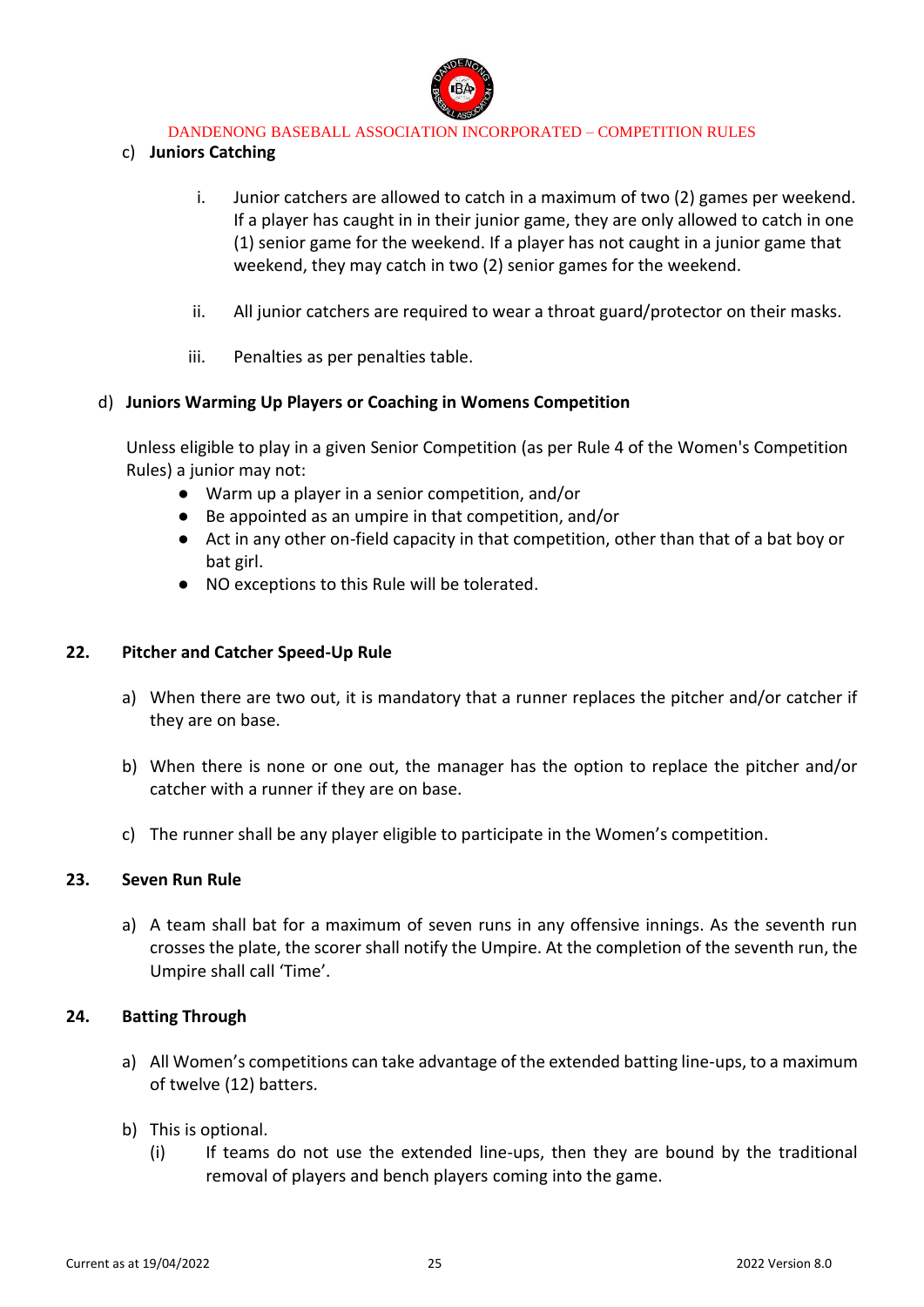c) **Juniors Catching**

i. Junior catchers are allowed to catch in a maximum of two (2) games per weekend. If a player has caught in in their junior game, they are only allowed to catch in one (1) senior game for the weekend. If a player has not caught in a junior game that weekend, they may catch in two (2) senior games for the weekend.

ii. All junior catchers are required to wear a throat guard/protector on their masks.

iii. Penalties as per penalties table.

d) **Juniors Warming Up Players or Coaching in Womens Competition**

Unless eligible to play in a given Senior Competition (as per Rule 4 of the Women's Competition Rules) a junior may not:

- Warm up a player in a senior competition, and/or
- Be appointed as an umpire in that competition, and/or
- Act in any other on-field capacity in that competition, other than that of a bat boy or bat girl.
- NO exceptions to this Rule will be tolerated.

## 22. Pitcher and Catcher Speed-Up Rule

a) When there are two out, it is mandatory that a runner replaces the pitcher and/or catcher if they are on base.

b) When there is none or one out, the manager has the option to replace the pitcher and/or catcher with a runner if they are on base.

c) The runner shall be any player eligible to participate in the Women's competition.

## 23. Seven Run Rule

a) A team shall bat for a maximum of seven runs in any offensive innings. As the seventh run crosses the plate, the scorer shall notify the Umpire. At the completion of the seventh run, the Umpire shall call 'Time'.

## 24. Batting Through

a) All Women's competitions can take advantage of the extended batting line-ups, to a maximum of twelve (12) batters.

b) This is optional.

(i) If teams do not use the extended line-ups, then they are bound by the traditional removal of players and bench players coming into the game.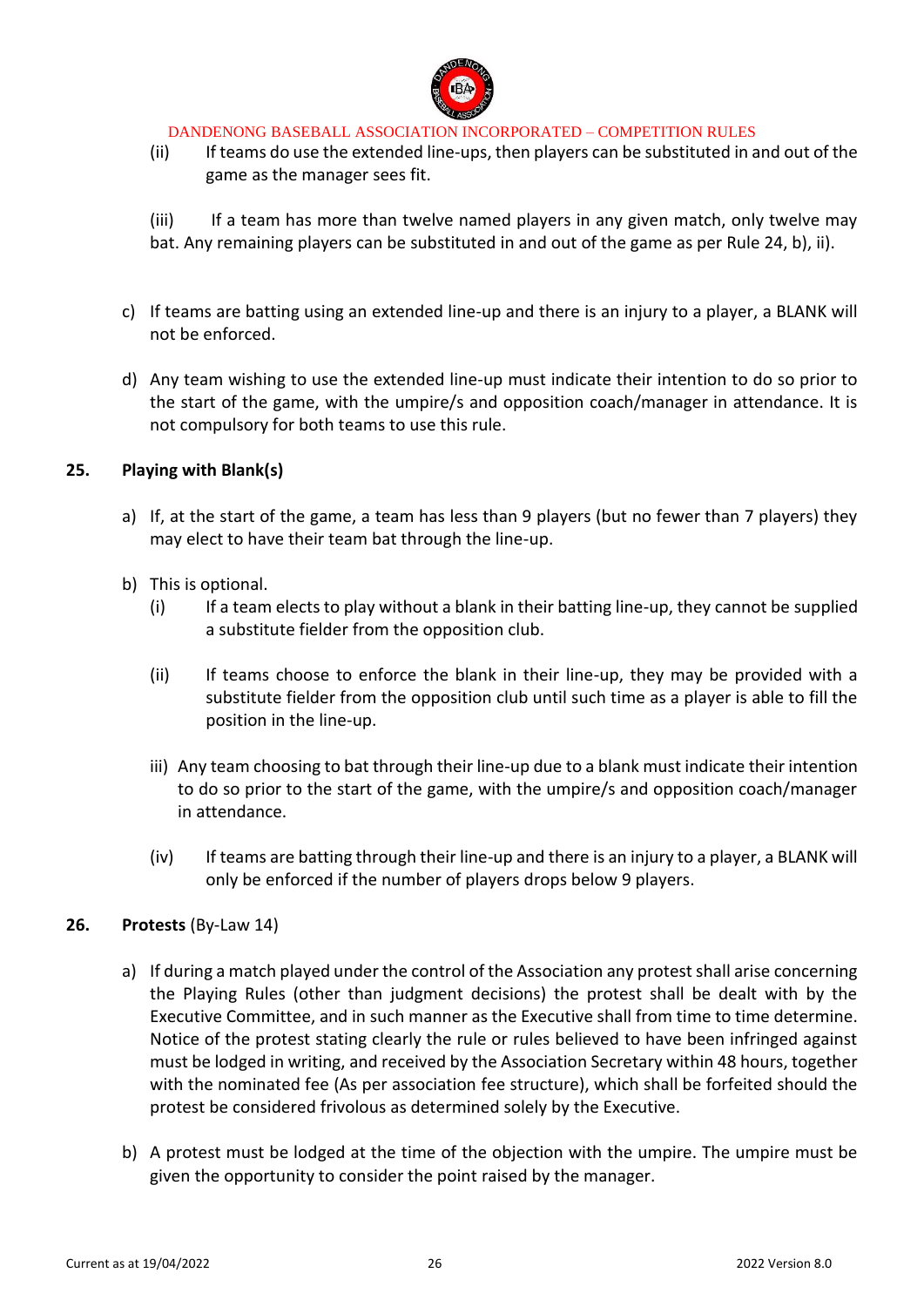(ii) If teams do use the extended line-ups, then players can be substituted in and out of the game as the manager sees fit.

(iii) If a team has more than twelve named players in any given match, only twelve may bat. Any remaining players can be substituted in and out of the game as per Rule 24, b), ii).

c) If teams are batting using an extended line-up and there is an injury to a player, a BLANK will not be enforced.

d) Any team wishing to use the extended line-up must indicate their intention to do so prior to the start of the game, with the umpire/s and opposition coach/manager in attendance. It is not compulsory for both teams to use this rule.

## 25. Playing with Blank(s)

a) If, at the start of the game, a team has less than 9 players (but no fewer than 7 players) they may elect to have their team bat through the line-up.

b) This is optional.

(i) If a team elects to play without a blank in their batting line-up, they cannot be supplied a substitute fielder from the opposition club.

(ii) If teams choose to enforce the blank in their line-up, they may be provided with a substitute fielder from the opposition club until such time as a player is able to fill the position in the line-up.

iii) Any team choosing to bat through their line-up due to a blank must indicate their intention to do so prior to the start of the game, with the umpire/s and opposition coach/manager in attendance.

(iv) If teams are batting through their line-up and there is an injury to a player, a BLANK will only be enforced if the number of players drops below 9 players.

## 26. **Protests** (By-Law 14)

a) If during a match played under the control of the Association any protest shall arise concerning the Playing Rules (other than judgment decisions) the protest shall be dealt with by the Executive Committee, and in such manner as the Executive shall from time to time determine. Notice of the protest stating clearly the rule or rules believed to have been infringed against must be lodged in writing, and received by the Association Secretary within 48 hours, together with the nominated fee (As per association fee structure), which shall be forfeited should the protest be considered frivolous as determined solely by the Executive.

b) A protest must be lodged at the time of the objection with the umpire. The umpire must be given the opportunity to consider the point raised by the manager.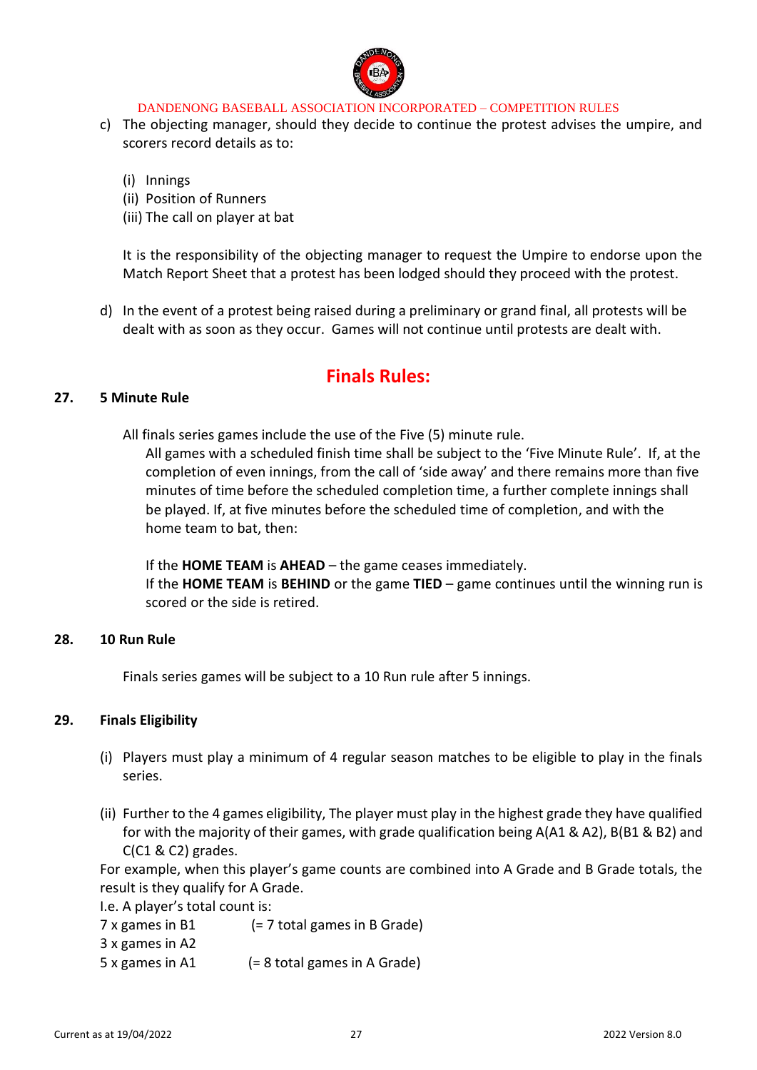c) The objecting manager, should they decide to continue the protest advises the umpire, and scorers record details as to:

(i) Innings
(ii) Position of Runners
(iii) The call on player at bat

It is the responsibility of the objecting manager to request the Umpire to endorse upon the Match Report Sheet that a protest has been lodged should they proceed with the protest.

d) In the event of a protest being raised during a preliminary or grand final, all protests will be dealt with as soon as they occur. Games will not continue until protests are dealt with.

# Finals Rules:

## 27. 5 Minute Rule

All finals series games include the use of the Five (5) minute rule.

All games with a scheduled finish time shall be subject to the 'Five Minute Rule'. If, at the completion of even innings, from the call of 'side away' and there remains more than five minutes of time before the scheduled completion time, a further complete innings shall be played. If, at five minutes before the scheduled time of completion, and with the home team to bat, then:

If the **HOME TEAM** is **AHEAD** – the game ceases immediately.
If the **HOME TEAM** is **BEHIND** or the game **TIED** – game continues until the winning run is scored or the side is retired.

## 28. 10 Run Rule

Finals series games will be subject to a 10 Run rule after 5 innings.

## 29. Finals Eligibility

(i) Players must play a minimum of 4 regular season matches to be eligible to play in the finals series.

(ii) Further to the 4 games eligibility, The player must play in the highest grade they have qualified for with the majority of their games, with grade qualification being A(A1 & A2), B(B1 & B2) and C(C1 & C2) grades.

For example, when this player's game counts are combined into A Grade and B Grade totals, the result is they qualify for A Grade.
I.e. A player's total count is:
7 x games in B1 (= 7 total games in B Grade)
3 x games in A2
5 x games in A1 (= 8 total games in A Grade)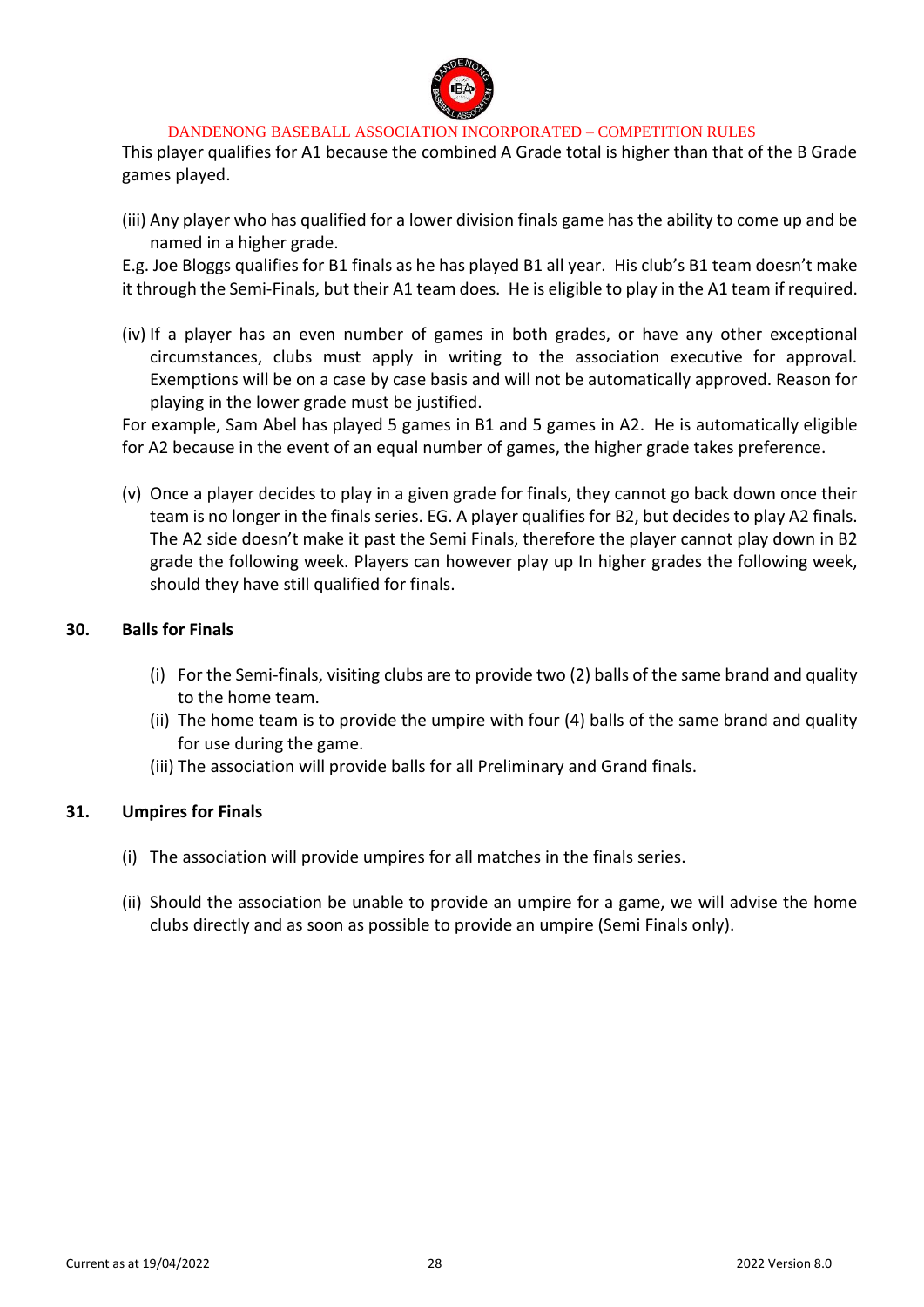This player qualifies for A1 because the combined A Grade total is higher than that of the B Grade games played.

(iii) Any player who has qualified for a lower division finals game has the ability to come up and be named in a higher grade.

E.g. Joe Bloggs qualifies for B1 finals as he has played B1 all year. His club's B1 team doesn't make it through the Semi-Finals, but their A1 team does. He is eligible to play in the A1 team if required.

(iv) If a player has an even number of games in both grades, or have any other exceptional circumstances, clubs must apply in writing to the association executive for approval. Exemptions will be on a case by case basis and will not be automatically approved. Reason for playing in the lower grade must be justified.

For example, Sam Abel has played 5 games in B1 and 5 games in A2. He is automatically eligible for A2 because in the event of an equal number of games, the higher grade takes preference.

(v) Once a player decides to play in a given grade for finals, they cannot go back down once their team is no longer in the finals series. EG. A player qualifies for B2, but decides to play A2 finals. The A2 side doesn't make it past the Semi Finals, therefore the player cannot play down in B2 grade the following week. Players can however play up In higher grades the following week, should they have still qualified for finals.

## 30. Balls for Finals

(i) For the Semi-finals, visiting clubs are to provide two (2) balls of the same brand and quality to the home team.

(ii) The home team is to provide the umpire with four (4) balls of the same brand and quality for use during the game.

(iii) The association will provide balls for all Preliminary and Grand finals.

## 31. Umpires for Finals

(i) The association will provide umpires for all matches in the finals series.

(ii) Should the association be unable to provide an umpire for a game, we will advise the home clubs directly and as soon as possible to provide an umpire (Semi Finals only).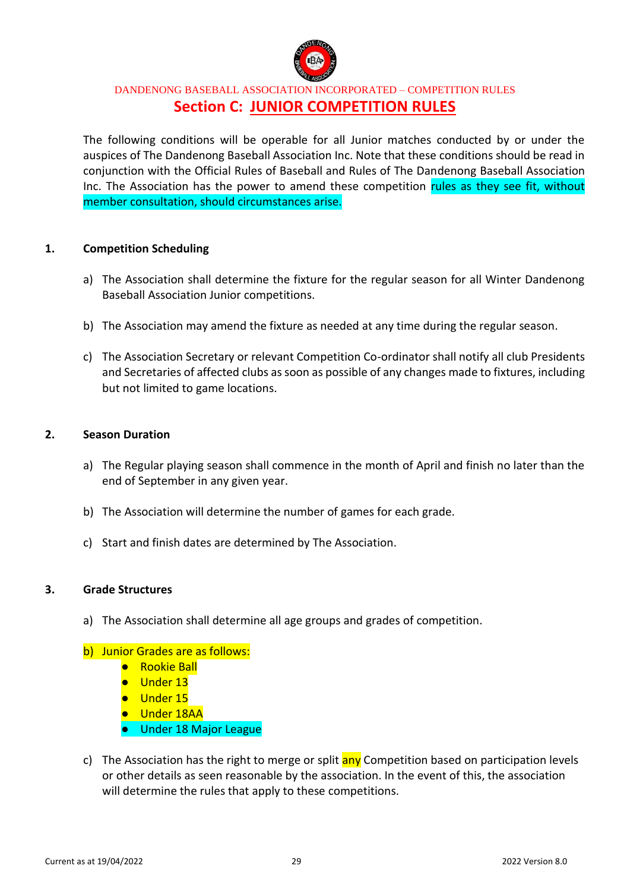DANDENONG BASEBALL ASSOCIATION INCORPORATED – COMPETITION RULES

# Section C: JUNIOR COMPETITION RULES

The following conditions will be operable for all Junior matches conducted by or under the auspices of The Dandenong Baseball Association Inc. Note that these conditions should be read in conjunction with the Official Rules of Baseball and Rules of The Dandenong Baseball Association Inc. The Association has the power to amend these competition rules as they see fit, without member consultation, should circumstances arise.

## 1. Competition Scheduling

a) The Association shall determine the fixture for the regular season for all Winter Dandenong Baseball Association Junior competitions.

b) The Association may amend the fixture as needed at any time during the regular season.

c) The Association Secretary or relevant Competition Co-ordinator shall notify all club Presidents and Secretaries of affected clubs as soon as possible of any changes made to fixtures, including but not limited to game locations.

## 2. Season Duration

a) The Regular playing season shall commence in the month of April and finish no later than the end of September in any given year.

b) The Association will determine the number of games for each grade.

c) Start and finish dates are determined by The Association.

## 3. Grade Structures

a) The Association shall determine all age groups and grades of competition.

b) Junior Grades are as follows:
- Rookie Ball
- Under 13
- Under 15
- Under 18AA
- Under 18 Major League

c) The Association has the right to merge or split any Competition based on participation levels or other details as seen reasonable by the association. In the event of this, the association will determine the rules that apply to these competitions.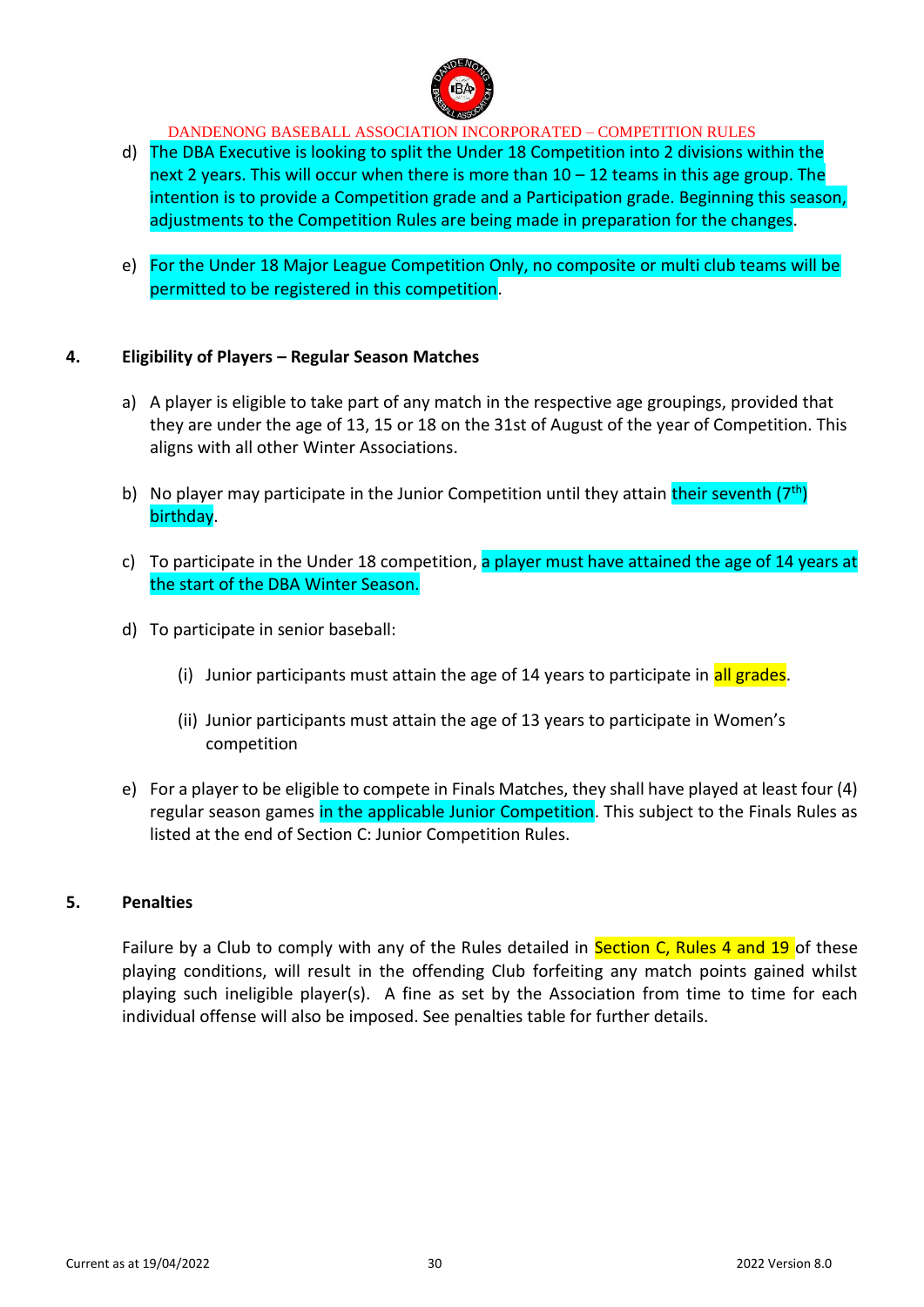d) The DBA Executive is looking to split the Under 18 Competition into 2 divisions within the next 2 years. This will occur when there is more than 10 – 12 teams in this age group. The intention is to provide a Competition grade and a Participation grade. Beginning this season, adjustments to the Competition Rules are being made in preparation for the changes.

e) For the Under 18 Major League Competition Only, no composite or multi club teams will be permitted to be registered in this competition.

## 4. Eligibility of Players – Regular Season Matches

a) A player is eligible to take part of any match in the respective age groupings, provided that they are under the age of 13, 15 or 18 on the 31st of August of the year of Competition. This aligns with all other Winter Associations.

b) No player may participate in the Junior Competition until they attain their seventh (7th) birthday.

c) To participate in the Under 18 competition, a player must have attained the age of 14 years at the start of the DBA Winter Season.

d) To participate in senior baseball:

   (i) Junior participants must attain the age of 14 years to participate in all grades.

   (ii) Junior participants must attain the age of 13 years to participate in Women's competition

e) For a player to be eligible to compete in Finals Matches, they shall have played at least four (4) regular season games in the applicable Junior Competition. This subject to the Finals Rules as listed at the end of Section C: Junior Competition Rules.

## 5. Penalties

Failure by a Club to comply with any of the Rules detailed in Section C, Rules 4 and 19 of these playing conditions, will result in the offending Club forfeiting any match points gained whilst playing such ineligible player(s). A fine as set by the Association from time to time for each individual offense will also be imposed. See penalties table for further details.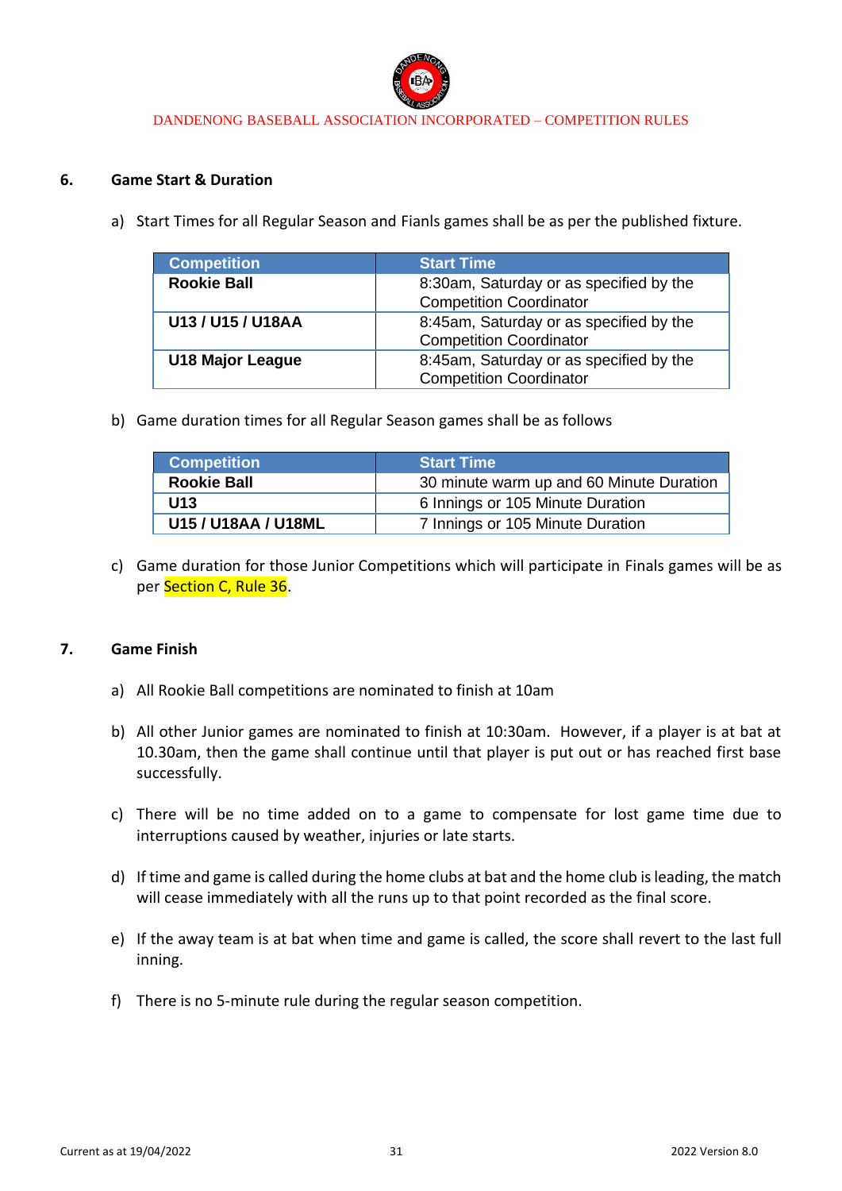## 6. Game Start & Duration

a) Start Times for all Regular Season and Fianls games shall be as per the published fixture.

| Competition | Start Time |
|---|---|
| **Rookie Ball** | 8:30am, Saturday or as specified by the Competition Coordinator |
| **U13 / U15 / U18AA** | 8:45am, Saturday or as specified by the Competition Coordinator |
| **U18 Major League** | 8:45am, Saturday or as specified by the Competition Coordinator |

b) Game duration times for all Regular Season games shall be as follows

| Competition | Start Time |
|---|---|
| **Rookie Ball** | 30 minute warm up and 60 Minute Duration |
| **U13** | 6 Innings or 105 Minute Duration |
| **U15 / U18AA / U18ML** | 7 Innings or 105 Minute Duration |

c) Game duration for those Junior Competitions which will participate in Finals games will be as per Section C, Rule 36.

## 7. Game Finish

a) All Rookie Ball competitions are nominated to finish at 10am

b) All other Junior games are nominated to finish at 10:30am. However, if a player is at bat at 10.30am, then the game shall continue until that player is put out or has reached first base successfully.

c) There will be no time added on to a game to compensate for lost game time due to interruptions caused by weather, injuries or late starts.

d) If time and game is called during the home clubs at bat and the home club is leading, the match will cease immediately with all the runs up to that point recorded as the final score.

e) If the away team is at bat when time and game is called, the score shall revert to the last full inning.

f) There is no 5-minute rule during the regular season competition.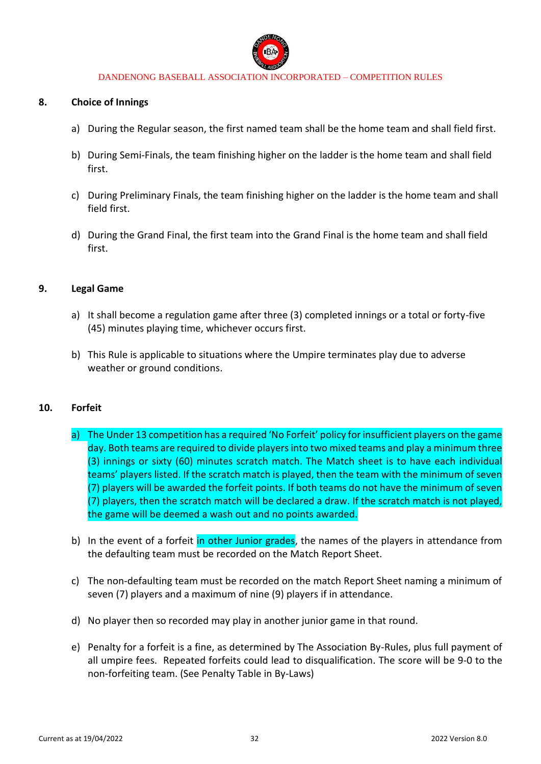## 8. Choice of Innings

a) During the Regular season, the first named team shall be the home team and shall field first.

b) During Semi-Finals, the team finishing higher on the ladder is the home team and shall field first.

c) During Preliminary Finals, the team finishing higher on the ladder is the home team and shall field first.

d) During the Grand Final, the first team into the Grand Final is the home team and shall field first.

## 9. Legal Game

a) It shall become a regulation game after three (3) completed innings or a total or forty-five (45) minutes playing time, whichever occurs first.

b) This Rule is applicable to situations where the Umpire terminates play due to adverse weather or ground conditions.

## 10. Forfeit

a) The Under 13 competition has a required 'No Forfeit' policy for insufficient players on the game day. Both teams are required to divide players into two mixed teams and play a minimum three (3) innings or sixty (60) minutes scratch match. The Match sheet is to have each individual teams' players listed. If the scratch match is played, then the team with the minimum of seven (7) players will be awarded the forfeit points. If both teams do not have the minimum of seven (7) players, then the scratch match will be declared a draw. If the scratch match is not played, the game will be deemed a wash out and no points awarded.

b) In the event of a forfeit in other Junior grades, the names of the players in attendance from the defaulting team must be recorded on the Match Report Sheet.

c) The non-defaulting team must be recorded on the match Report Sheet naming a minimum of seven (7) players and a maximum of nine (9) players if in attendance.

d) No player then so recorded may play in another junior game in that round.

e) Penalty for a forfeit is a fine, as determined by The Association By-Rules, plus full payment of all umpire fees. Repeated forfeits could lead to disqualification. The score will be 9-0 to the non-forfeiting team. (See Penalty Table in By-Laws)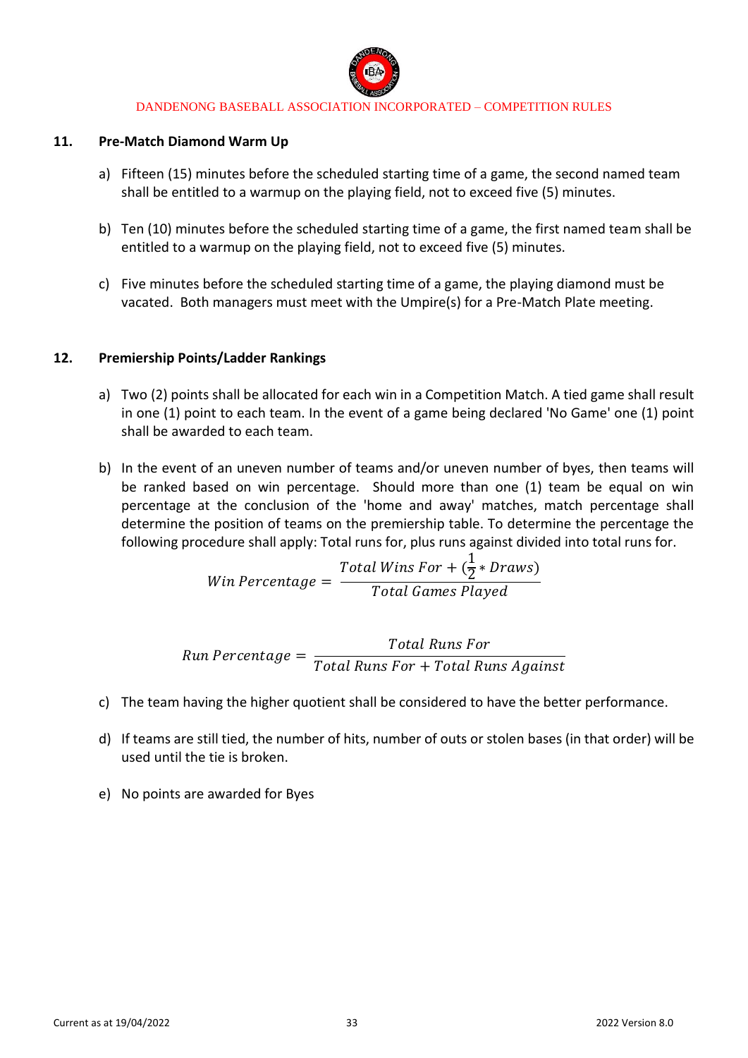## 11. Pre-Match Diamond Warm Up

a) Fifteen (15) minutes before the scheduled starting time of a game, the second named team shall be entitled to a warmup on the playing field, not to exceed five (5) minutes.

b) Ten (10) minutes before the scheduled starting time of a game, the first named team shall be entitled to a warmup on the playing field, not to exceed five (5) minutes.

c) Five minutes before the scheduled starting time of a game, the playing diamond must be vacated. Both managers must meet with the Umpire(s) for a Pre-Match Plate meeting.

## 12. Premiership Points/Ladder Rankings

a) Two (2) points shall be allocated for each win in a Competition Match. A tied game shall result in one (1) point to each team. In the event of a game being declared 'No Game' one (1) point shall be awarded to each team.

b) In the event of an uneven number of teams and/or uneven number of byes, then teams will be ranked based on win percentage. Should more than one (1) team be equal on win percentage at the conclusion of the 'home and away' matches, match percentage shall determine the position of teams on the premiership table. To determine the percentage the following procedure shall apply: Total runs for, plus runs against divided into total runs for.

$$Win\ Percentage = \frac{Total\ Wins\ For + (\frac{1}{2} * Draws)}{Total\ Games\ Played}$$

$$Run\ Percentage = \frac{Total\ Runs\ For}{Total\ Runs\ For + Total\ Runs\ Against}$$

c) The team having the higher quotient shall be considered to have the better performance.

d) If teams are still tied, the number of hits, number of outs or stolen bases (in that order) will be used until the tie is broken.

e) No points are awarded for Byes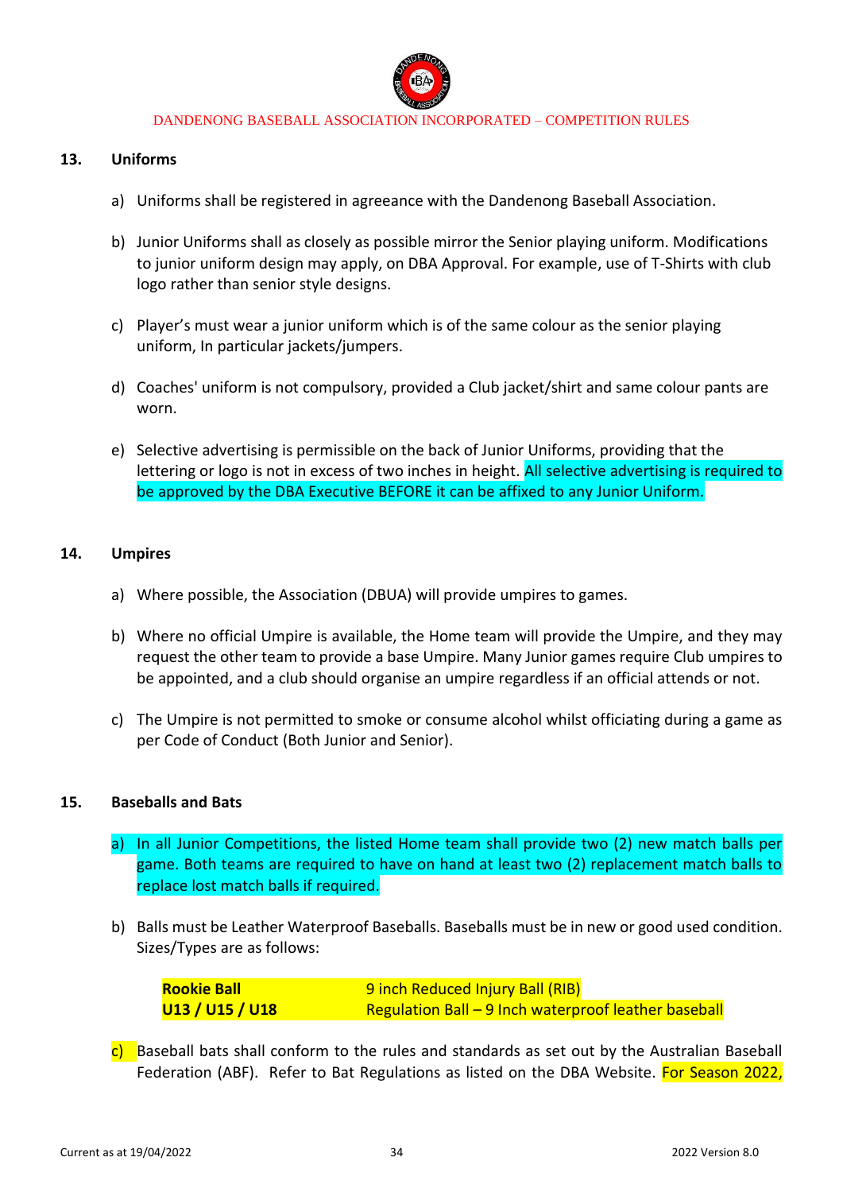## 13. Uniforms

a) Uniforms shall be registered in agreeance with the Dandenong Baseball Association.

b) Junior Uniforms shall as closely as possible mirror the Senior playing uniform. Modifications to junior uniform design may apply, on DBA Approval. For example, use of T-Shirts with club logo rather than senior style designs.

c) Player's must wear a junior uniform which is of the same colour as the senior playing uniform, In particular jackets/jumpers.

d) Coaches' uniform is not compulsory, provided a Club jacket/shirt and same colour pants are worn.

e) Selective advertising is permissible on the back of Junior Uniforms, providing that the lettering or logo is not in excess of two inches in height. All selective advertising is required to be approved by the DBA Executive BEFORE it can be affixed to any Junior Uniform.

## 14. Umpires

a) Where possible, the Association (DBUA) will provide umpires to games.

b) Where no official Umpire is available, the Home team will provide the Umpire, and they may request the other team to provide a base Umpire. Many Junior games require Club umpires to be appointed, and a club should organise an umpire regardless if an official attends or not.

c) The Umpire is not permitted to smoke or consume alcohol whilst officiating during a game as per Code of Conduct (Both Junior and Senior).

## 15. Baseballs and Bats

a) In all Junior Competitions, the listed Home team shall provide two (2) new match balls per game. Both teams are required to have on hand at least two (2) replacement match balls to replace lost match balls if required.

b) Balls must be Leather Waterproof Baseballs. Baseballs must be in new or good used condition. Sizes/Types are as follows:

| | |
|---|---|
| **Rookie Ball** | 9 inch Reduced Injury Ball (RIB) |
| **U13 / U15 / U18** | Regulation Ball – 9 Inch waterproof leather baseball |

c) Baseball bats shall conform to the rules and standards as set out by the Australian Baseball Federation (ABF). Refer to Bat Regulations as listed on the DBA Website. For Season 2022,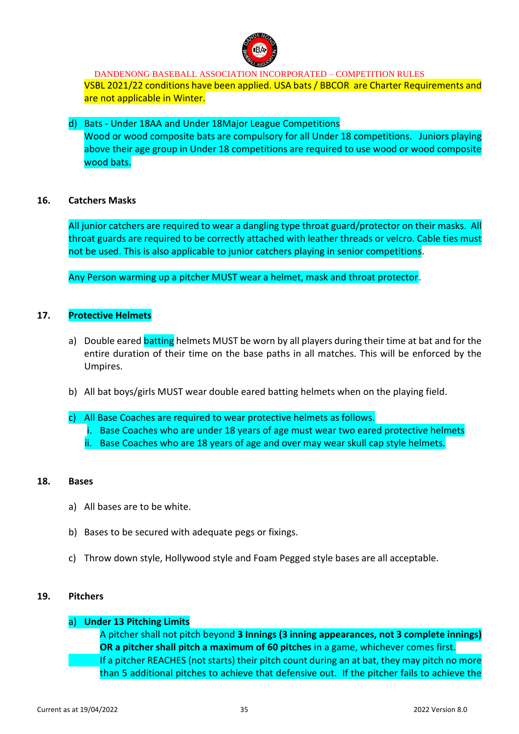DANDENONG BASEBALL ASSOCIATION INCORPORATED – COMPETITION RULES

VSBL 2021/22 conditions have been applied. USA bats / BBCOR are Charter Requirements and are not applicable in Winter.

d) Bats - Under 18AA and Under 18Major League Competitions
   Wood or wood composite bats are compulsory for all Under 18 competitions. Juniors playing above their age group in Under 18 competitions are required to use wood or wood composite wood bats.

## 16. Catchers Masks

All junior catchers are required to wear a dangling type throat guard/protector on their masks. All throat guards are required to be correctly attached with leather threads or velcro. Cable ties must not be used. This is also applicable to junior catchers playing in senior competitions.

Any Person warming up a pitcher MUST wear a helmet, mask and throat protector.

## 17. Protective Helmets

a) Double eared batting helmets MUST be worn by all players during their time at bat and for the entire duration of their time on the base paths in all matches. This will be enforced by the Umpires.

b) All bat boys/girls MUST wear double eared batting helmets when on the playing field.

c) All Base Coaches are required to wear protective helmets as follows.
   i. Base Coaches who are under 18 years of age must wear two eared protective helmets
   ii. Base Coaches who are 18 years of age and over may wear skull cap style helmets.

## 18. Bases

a) All bases are to be white.

b) Bases to be secured with adequate pegs or fixings.

c) Throw down style, Hollywood style and Foam Pegged style bases are all acceptable.

## 19. Pitchers

a) **Under 13 Pitching Limits**
   A pitcher shall not pitch beyond **3 Innings (3 inning appearances, not 3 complete innings) OR a pitcher shall pitch a maximum of 60 pitches** in a game, whichever comes first.
   If a pitcher REACHES (not starts) their pitch count during an at bat, they may pitch no more than 5 additional pitches to achieve that defensive out. If the pitcher fails to achieve the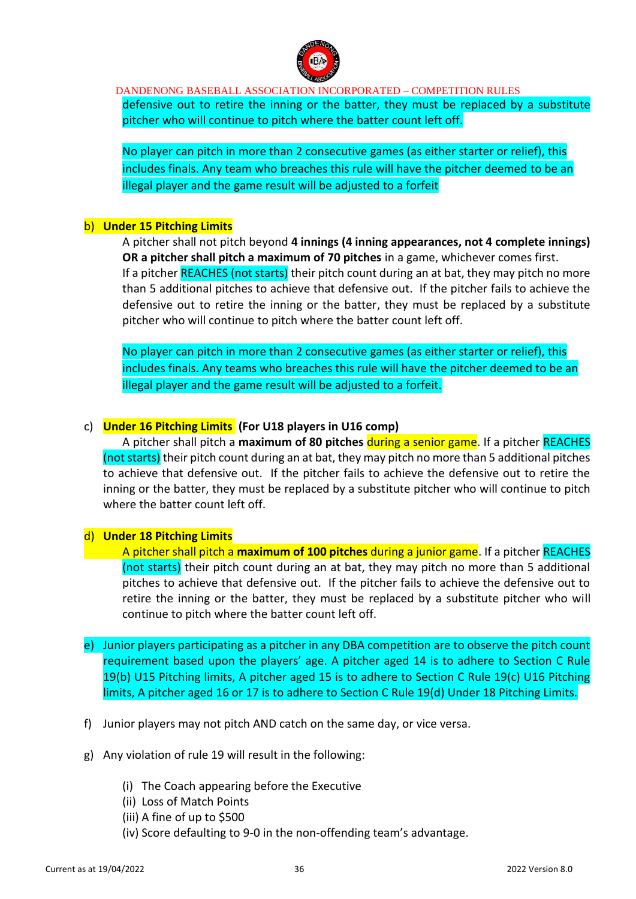defensive out to retire the inning or the batter, they must be replaced by a substitute pitcher who will continue to pitch where the batter count left off.

No player can pitch in more than 2 consecutive games (as either starter or relief), this includes finals. Any team who breaches this rule will have the pitcher deemed to be an illegal player and the game result will be adjusted to a forfeit

b) **Under 15 Pitching Limits**

A pitcher shall not pitch beyond **4 innings (4 inning appearances, not 4 complete innings) OR a pitcher shall pitch a maximum of 70 pitches** in a game, whichever comes first.
If a pitcher REACHES (not starts) their pitch count during an at bat, they may pitch no more than 5 additional pitches to achieve that defensive out. If the pitcher fails to achieve the defensive out to retire the inning or the batter, they must be replaced by a substitute pitcher who will continue to pitch where the batter count left off.

No player can pitch in more than 2 consecutive games (as either starter or relief), this includes finals. Any teams who breaches this rule will have the pitcher deemed to be an illegal player and the game result will be adjusted to a forfeit.

c) **Under 16 Pitching Limits (For U18 players in U16 comp)**

A pitcher shall pitch a **maximum of 80 pitches** during a senior game. If a pitcher REACHES (not starts) their pitch count during an at bat, they may pitch no more than 5 additional pitches to achieve that defensive out. If the pitcher fails to achieve the defensive out to retire the inning or the batter, they must be replaced by a substitute pitcher who will continue to pitch where the batter count left off.

d) **Under 18 Pitching Limits**

A pitcher shall pitch a **maximum of 100 pitches** during a junior game. If a pitcher REACHES (not starts) their pitch count during an at bat, they may pitch no more than 5 additional pitches to achieve that defensive out. If the pitcher fails to achieve the defensive out to retire the inning or the batter, they must be replaced by a substitute pitcher who will continue to pitch where the batter count left off.

e) Junior players participating as a pitcher in any DBA competition are to observe the pitch count requirement based upon the players' age. A pitcher aged 14 is to adhere to Section C Rule 19(b) U15 Pitching limits, A pitcher aged 15 is to adhere to Section C Rule 19(c) U16 Pitching limits, A pitcher aged 16 or 17 is to adhere to Section C Rule 19(d) Under 18 Pitching Limits.

f) Junior players may not pitch AND catch on the same day, or vice versa.

g) Any violation of rule 19 will result in the following:

(i) The Coach appearing before the Executive
(ii) Loss of Match Points
(iii) A fine of up to $500
(iv) Score defaulting to 9-0 in the non-offending team's advantage.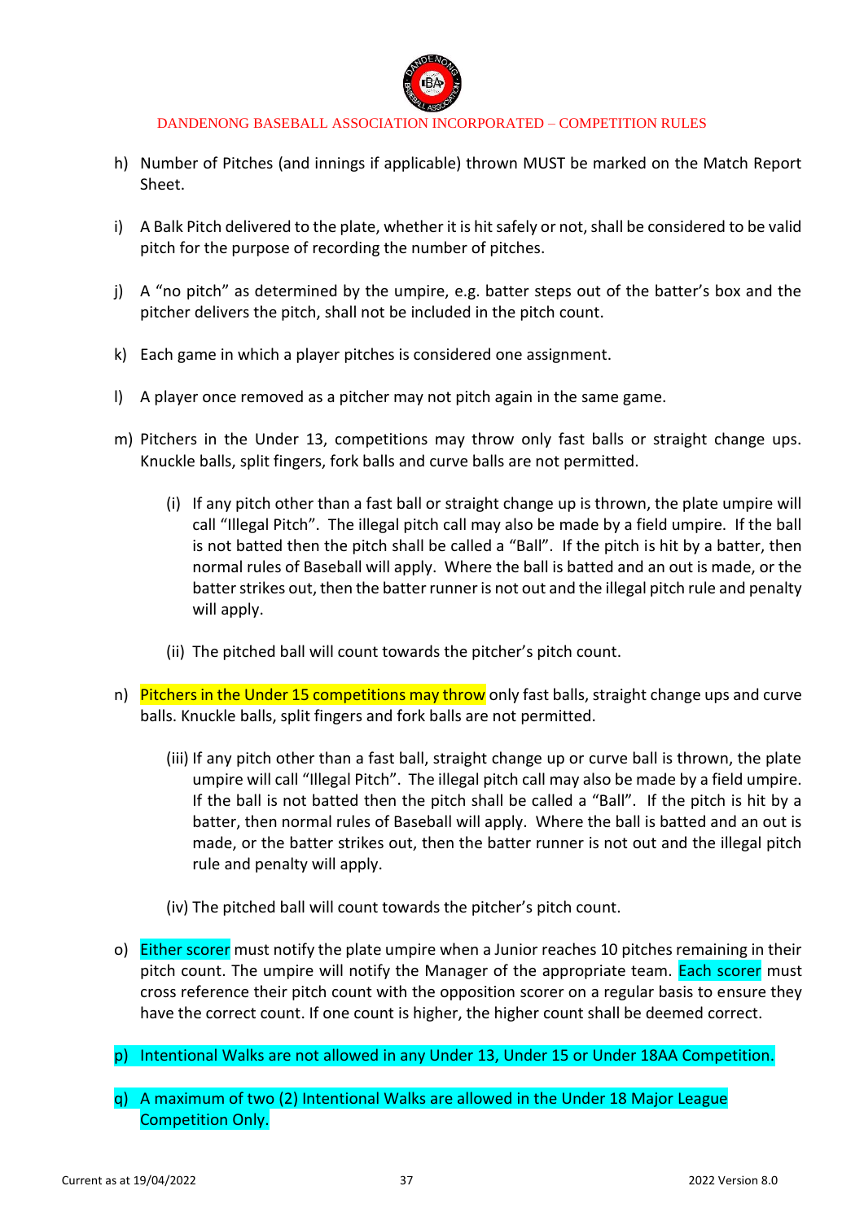h) Number of Pitches (and innings if applicable) thrown MUST be marked on the Match Report Sheet.

i) A Balk Pitch delivered to the plate, whether it is hit safely or not, shall be considered to be valid pitch for the purpose of recording the number of pitches.

j) A "no pitch" as determined by the umpire, e.g. batter steps out of the batter's box and the pitcher delivers the pitch, shall not be included in the pitch count.

k) Each game in which a player pitches is considered one assignment.

l) A player once removed as a pitcher may not pitch again in the same game.

m) Pitchers in the Under 13, competitions may throw only fast balls or straight change ups. Knuckle balls, split fingers, fork balls and curve balls are not permitted.

   (i) If any pitch other than a fast ball or straight change up is thrown, the plate umpire will call "Illegal Pitch". The illegal pitch call may also be made by a field umpire. If the ball is not batted then the pitch shall be called a "Ball". If the pitch is hit by a batter, then normal rules of Baseball will apply. Where the ball is batted and an out is made, or the batter strikes out, then the batter runner is not out and the illegal pitch rule and penalty will apply.

   (ii) The pitched ball will count towards the pitcher's pitch count.

n) Pitchers in the Under 15 competitions may throw only fast balls, straight change ups and curve balls. Knuckle balls, split fingers and fork balls are not permitted.

   (iii) If any pitch other than a fast ball, straight change up or curve ball is thrown, the plate umpire will call "Illegal Pitch". The illegal pitch call may also be made by a field umpire. If the ball is not batted then the pitch shall be called a "Ball". If the pitch is hit by a batter, then normal rules of Baseball will apply. Where the ball is batted and an out is made, or the batter strikes out, then the batter runner is not out and the illegal pitch rule and penalty will apply.

   (iv) The pitched ball will count towards the pitcher's pitch count.

o) Either scorer must notify the plate umpire when a Junior reaches 10 pitches remaining in their pitch count. The umpire will notify the Manager of the appropriate team. Each scorer must cross reference their pitch count with the opposition scorer on a regular basis to ensure they have the correct count. If one count is higher, the higher count shall be deemed correct.

p) Intentional Walks are not allowed in any Under 13, Under 15 or Under 18AA Competition.

q) A maximum of two (2) Intentional Walks are allowed in the Under 18 Major League Competition Only.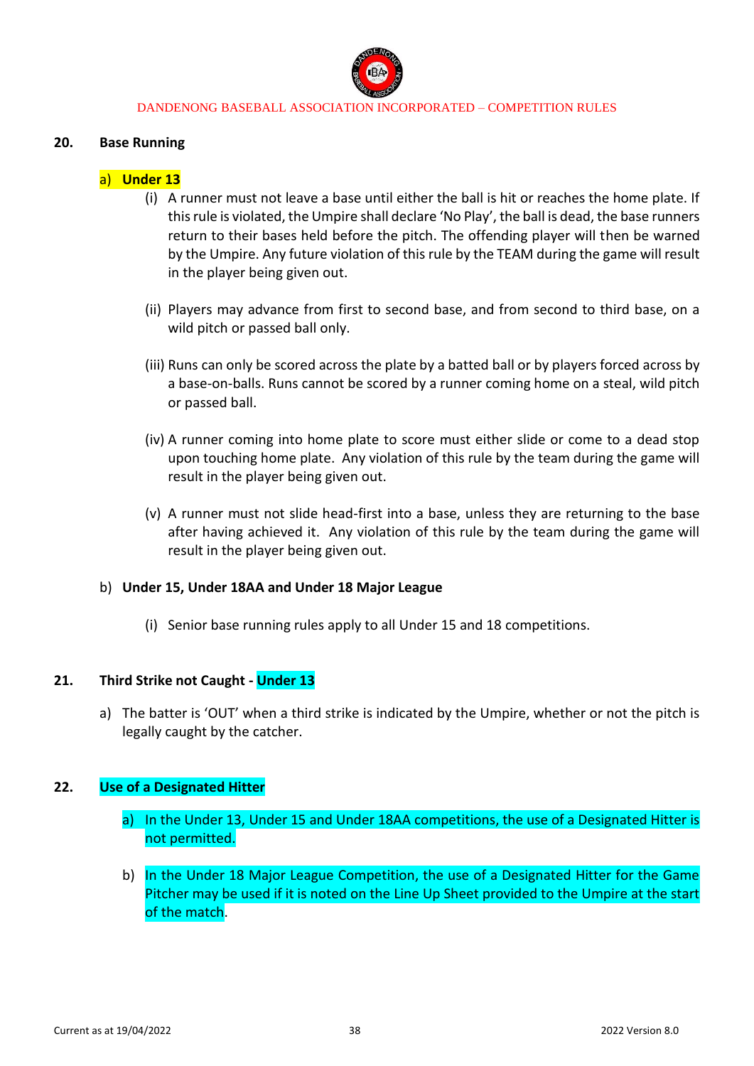## 20. Base Running

### a) Under 13

(i) A runner must not leave a base until either the ball is hit or reaches the home plate. If this rule is violated, the Umpire shall declare 'No Play', the ball is dead, the base runners return to their bases held before the pitch. The offending player will then be warned by the Umpire. Any future violation of this rule by the TEAM during the game will result in the player being given out.

(ii) Players may advance from first to second base, and from second to third base, on a wild pitch or passed ball only.

(iii) Runs can only be scored across the plate by a batted ball or by players forced across by a base-on-balls. Runs cannot be scored by a runner coming home on a steal, wild pitch or passed ball.

(iv) A runner coming into home plate to score must either slide or come to a dead stop upon touching home plate. Any violation of this rule by the team during the game will result in the player being given out.

(v) A runner must not slide head-first into a base, unless they are returning to the base after having achieved it. Any violation of this rule by the team during the game will result in the player being given out.

### b) Under 15, Under 18AA and Under 18 Major League

(i) Senior base running rules apply to all Under 15 and 18 competitions.

## 21. Third Strike not Caught - Under 13

a) The batter is 'OUT' when a third strike is indicated by the Umpire, whether or not the pitch is legally caught by the catcher.

## 22. Use of a Designated Hitter

a) In the Under 13, Under 15 and Under 18AA competitions, the use of a Designated Hitter is not permitted.

b) In the Under 18 Major League Competition, the use of a Designated Hitter for the Game Pitcher may be used if it is noted on the Line Up Sheet provided to the Umpire at the start of the match.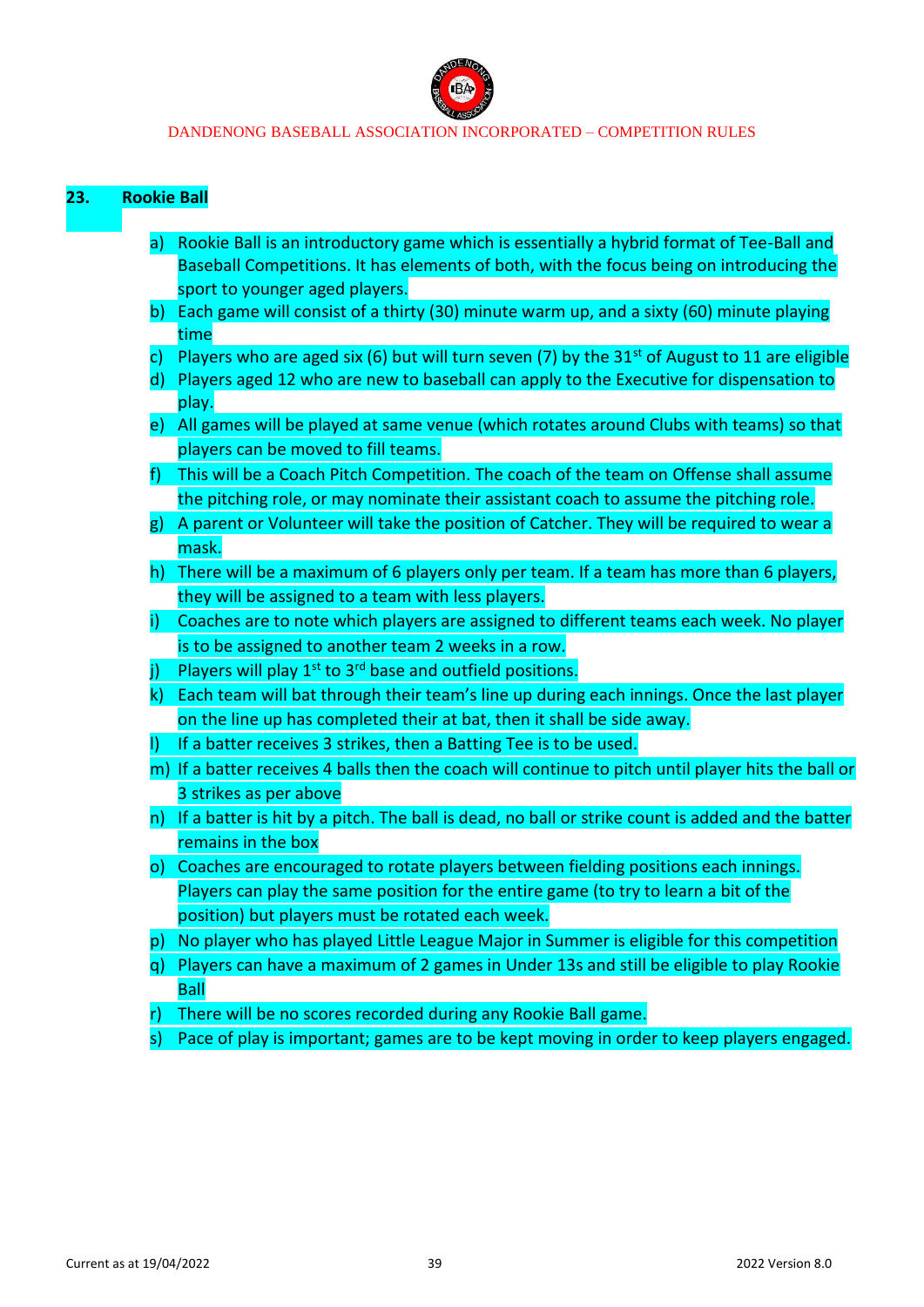## 23. Rookie Ball

a) Rookie Ball is an introductory game which is essentially a hybrid format of Tee-Ball and Baseball Competitions. It has elements of both, with the focus being on introducing the sport to younger aged players.

b) Each game will consist of a thirty (30) minute warm up, and a sixty (60) minute playing time

c) Players who are aged six (6) but will turn seven (7) by the 31st of August to 11 are eligible

d) Players aged 12 who are new to baseball can apply to the Executive for dispensation to play.

e) All games will be played at same venue (which rotates around Clubs with teams) so that players can be moved to fill teams.

f) This will be a Coach Pitch Competition. The coach of the team on Offense shall assume the pitching role, or may nominate their assistant coach to assume the pitching role.

g) A parent or Volunteer will take the position of Catcher. They will be required to wear a mask.

h) There will be a maximum of 6 players only per team. If a team has more than 6 players, they will be assigned to a team with less players.

i) Coaches are to note which players are assigned to different teams each week. No player is to be assigned to another team 2 weeks in a row.

j) Players will play 1st to 3rd base and outfield positions.

k) Each team will bat through their team's line up during each innings. Once the last player on the line up has completed their at bat, then it shall be side away.

l) If a batter receives 3 strikes, then a Batting Tee is to be used.

m) If a batter receives 4 balls then the coach will continue to pitch until player hits the ball or 3 strikes as per above

n) If a batter is hit by a pitch. The ball is dead, no ball or strike count is added and the batter remains in the box

o) Coaches are encouraged to rotate players between fielding positions each innings. Players can play the same position for the entire game (to try to learn a bit of the position) but players must be rotated each week.

p) No player who has played Little League Major in Summer is eligible for this competition

q) Players can have a maximum of 2 games in Under 13s and still be eligible to play Rookie Ball

r) There will be no scores recorded during any Rookie Ball game.

s) Pace of play is important; games are to be kept moving in order to keep players engaged.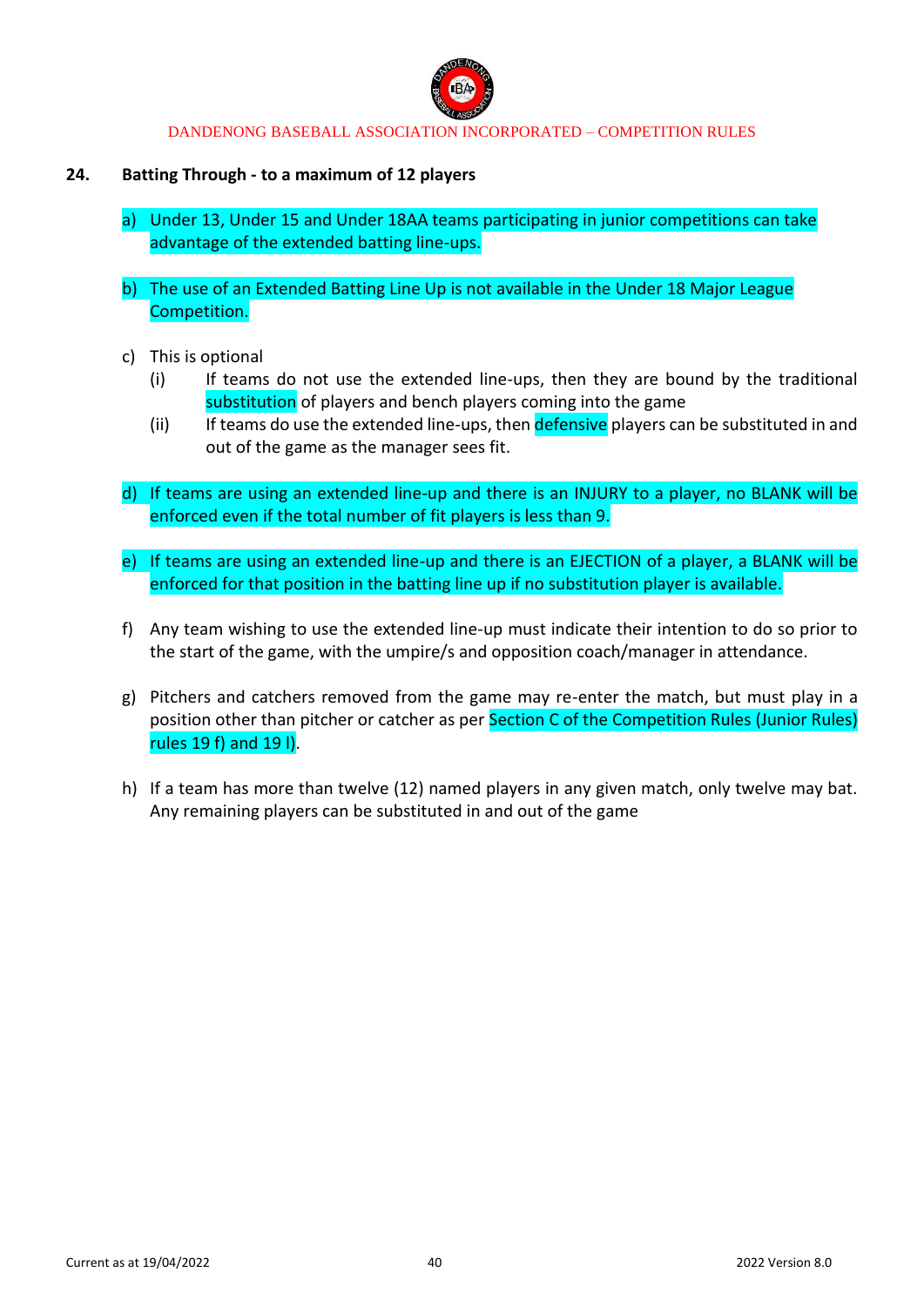## 24. Batting Through - to a maximum of 12 players

a) Under 13, Under 15 and Under 18AA teams participating in junior competitions can take advantage of the extended batting line-ups.

b) The use of an Extended Batting Line Up is not available in the Under 18 Major League Competition.

c) This is optional

   (i) If teams do not use the extended line-ups, then they are bound by the traditional substitution of players and bench players coming into the game

   (ii) If teams do use the extended line-ups, then defensive players can be substituted in and out of the game as the manager sees fit.

d) If teams are using an extended line-up and there is an INJURY to a player, no BLANK will be enforced even if the total number of fit players is less than 9.

e) If teams are using an extended line-up and there is an EJECTION of a player, a BLANK will be enforced for that position in the batting line up if no substitution player is available.

f) Any team wishing to use the extended line-up must indicate their intention to do so prior to the start of the game, with the umpire/s and opposition coach/manager in attendance.

g) Pitchers and catchers removed from the game may re-enter the match, but must play in a position other than pitcher or catcher as per Section C of the Competition Rules (Junior Rules) rules 19 f) and 19 l).

h) If a team has more than twelve (12) named players in any given match, only twelve may bat. Any remaining players can be substituted in and out of the game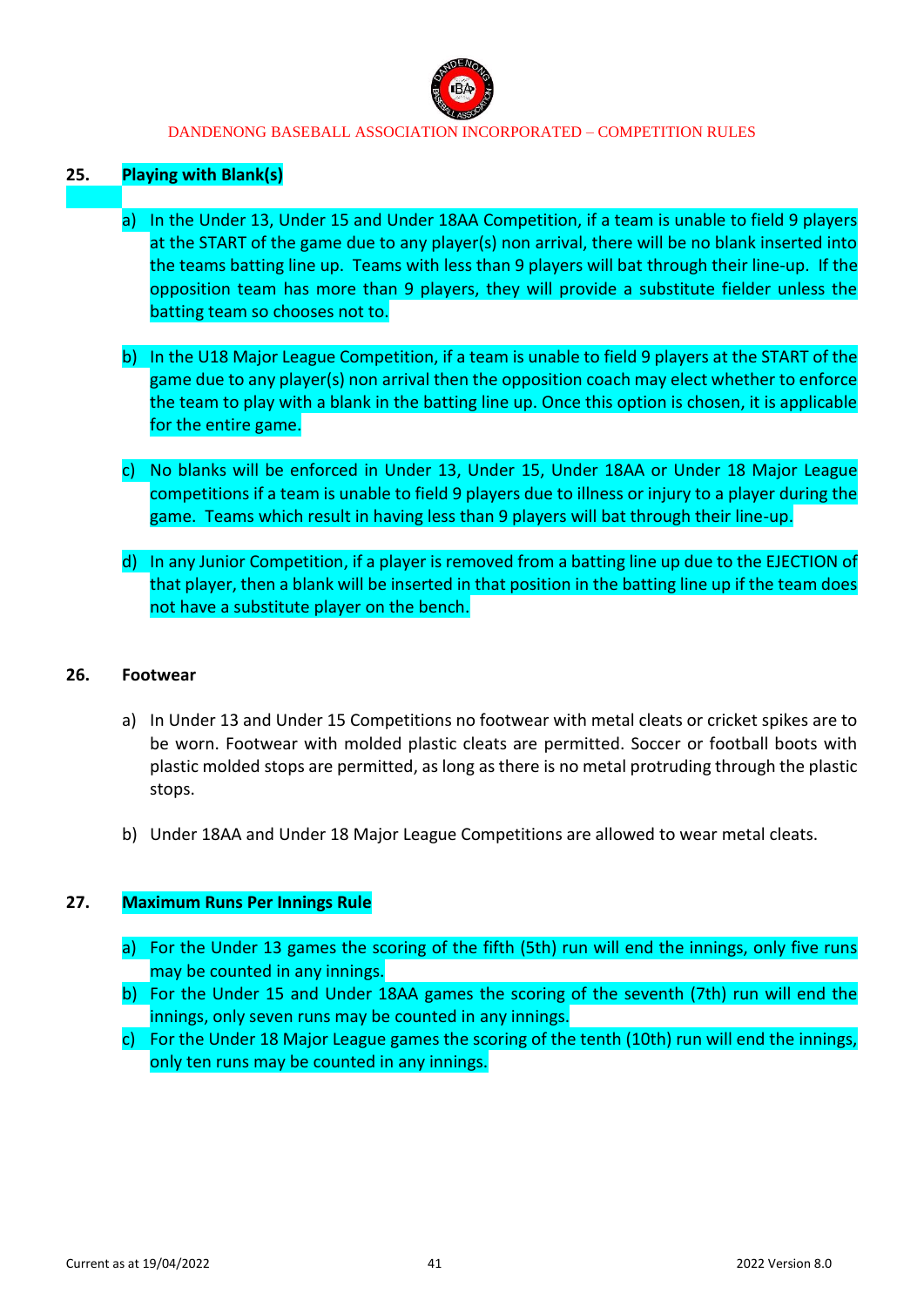## 25. Playing with Blank(s)

a) In the Under 13, Under 15 and Under 18AA Competition, if a team is unable to field 9 players at the START of the game due to any player(s) non arrival, there will be no blank inserted into the teams batting line up. Teams with less than 9 players will bat through their line-up. If the opposition team has more than 9 players, they will provide a substitute fielder unless the batting team so chooses not to.

b) In the U18 Major League Competition, if a team is unable to field 9 players at the START of the game due to any player(s) non arrival then the opposition coach may elect whether to enforce the team to play with a blank in the batting line up. Once this option is chosen, it is applicable for the entire game.

c) No blanks will be enforced in Under 13, Under 15, Under 18AA or Under 18 Major League competitions if a team is unable to field 9 players due to illness or injury to a player during the game. Teams which result in having less than 9 players will bat through their line-up.

d) In any Junior Competition, if a player is removed from a batting line up due to the EJECTION of that player, then a blank will be inserted in that position in the batting line up if the team does not have a substitute player on the bench.

## 26. Footwear

a) In Under 13 and Under 15 Competitions no footwear with metal cleats or cricket spikes are to be worn. Footwear with molded plastic cleats are permitted. Soccer or football boots with plastic molded stops are permitted, as long as there is no metal protruding through the plastic stops.

b) Under 18AA and Under 18 Major League Competitions are allowed to wear metal cleats.

## 27. Maximum Runs Per Innings Rule

a) For the Under 13 games the scoring of the fifth (5th) run will end the innings, only five runs may be counted in any innings.

b) For the Under 15 and Under 18AA games the scoring of the seventh (7th) run will end the innings, only seven runs may be counted in any innings.

c) For the Under 18 Major League games the scoring of the tenth (10th) run will end the innings, only ten runs may be counted in any innings.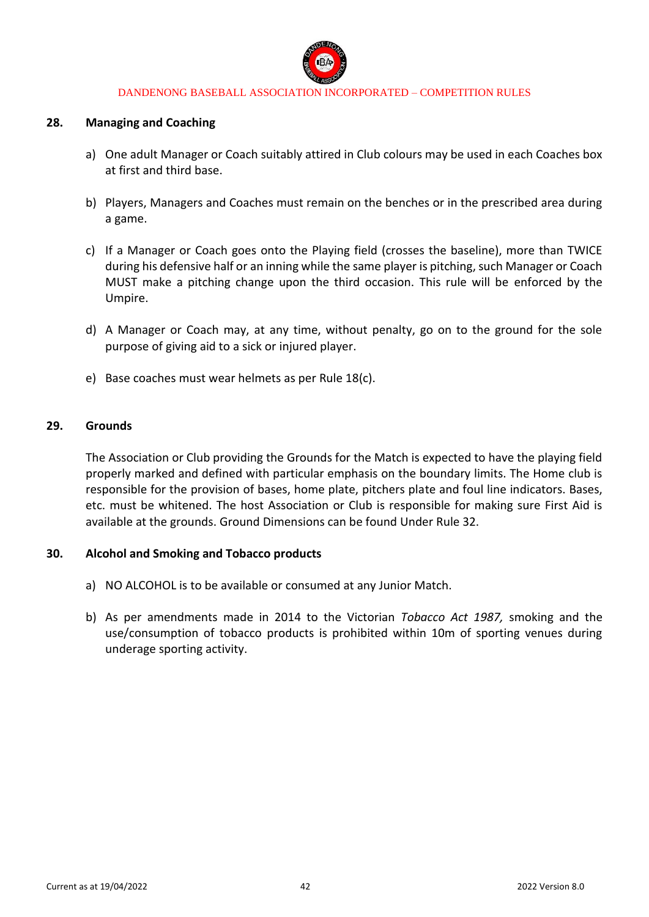## 28. Managing and Coaching

a) One adult Manager or Coach suitably attired in Club colours may be used in each Coaches box at first and third base.

b) Players, Managers and Coaches must remain on the benches or in the prescribed area during a game.

c) If a Manager or Coach goes onto the Playing field (crosses the baseline), more than TWICE during his defensive half or an inning while the same player is pitching, such Manager or Coach MUST make a pitching change upon the third occasion. This rule will be enforced by the Umpire.

d) A Manager or Coach may, at any time, without penalty, go on to the ground for the sole purpose of giving aid to a sick or injured player.

e) Base coaches must wear helmets as per Rule 18(c).

## 29. Grounds

The Association or Club providing the Grounds for the Match is expected to have the playing field properly marked and defined with particular emphasis on the boundary limits. The Home club is responsible for the provision of bases, home plate, pitchers plate and foul line indicators. Bases, etc. must be whitened. The host Association or Club is responsible for making sure First Aid is available at the grounds. Ground Dimensions can be found Under Rule 32.

## 30. Alcohol and Smoking and Tobacco products

a) NO ALCOHOL is to be available or consumed at any Junior Match.

b) As per amendments made in 2014 to the Victorian *Tobacco Act 1987,* smoking and the use/consumption of tobacco products is prohibited within 10m of sporting venues during underage sporting activity.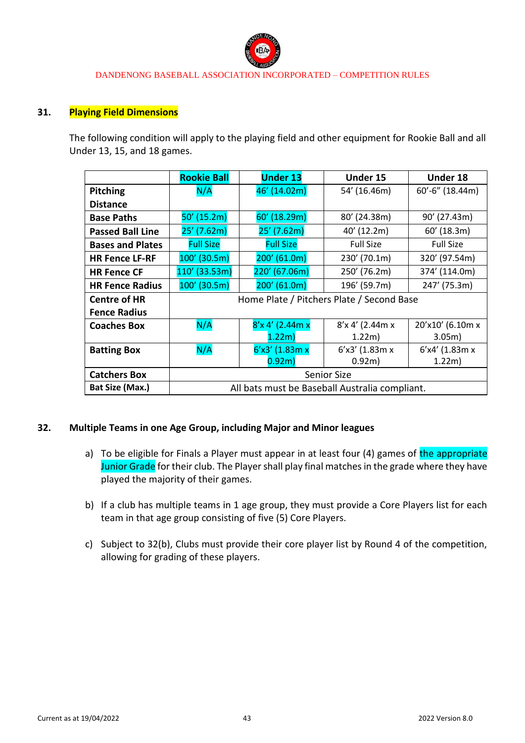## 31. Playing Field Dimensions

The following condition will apply to the playing field and other equipment for Rookie Ball and all Under 13, 15, and 18 games.

| | Rookie Ball | Under 13 | Under 15 | Under 18 |
|---|---|---|---|---|
| **Pitching Distance** | N/A | 46' (14.02m) | 54' (16.46m) | 60'-6" (18.44m) |
| **Base Paths** | 50' (15.2m) | 60' (18.29m) | 80' (24.38m) | 90' (27.43m) |
| **Passed Ball Line** | 25' (7.62m) | 25' (7.62m) | 40' (12.2m) | 60' (18.3m) |
| **Bases and Plates** | Full Size | Full Size | Full Size | Full Size |
| **HR Fence LF-RF** | 100' (30.5m) | 200' (61.0m) | 230' (70.1m) | 320' (97.54m) |
| **HR Fence CF** | 110' (33.53m) | 220' (67.06m) | 250' (76.2m) | 374' (114.0m) |
| **HR Fence Radius** | 100' (30.5m) | 200' (61.0m) | 196' (59.7m) | 247' (75.3m) |
| **Centre of HR Fence Radius** | Home Plate / Pitchers Plate / Second Base | | | |
| **Coaches Box** | N/A | 8'x 4' (2.44m x 1.22m) | 8'x 4' (2.44m x 1.22m) | 20'x10' (6.10m x 3.05m) |
| **Batting Box** | N/A | 6'x3' (1.83m x 0.92m) | 6'x3' (1.83m x 0.92m) | 6'x4' (1.83m x 1.22m) |
| **Catchers Box** | Senior Size | | | |
| **Bat Size (Max.)** | All bats must be Baseball Australia compliant. | | | |

## 32. Multiple Teams in one Age Group, including Major and Minor leagues

a) To be eligible for Finals a Player must appear in at least four (4) games of the appropriate Junior Grade for their club. The Player shall play final matches in the grade where they have played the majority of their games.

b) If a club has multiple teams in 1 age group, they must provide a Core Players list for each team in that age group consisting of five (5) Core Players.

c) Subject to 32(b), Clubs must provide their core player list by Round 4 of the competition, allowing for grading of these players.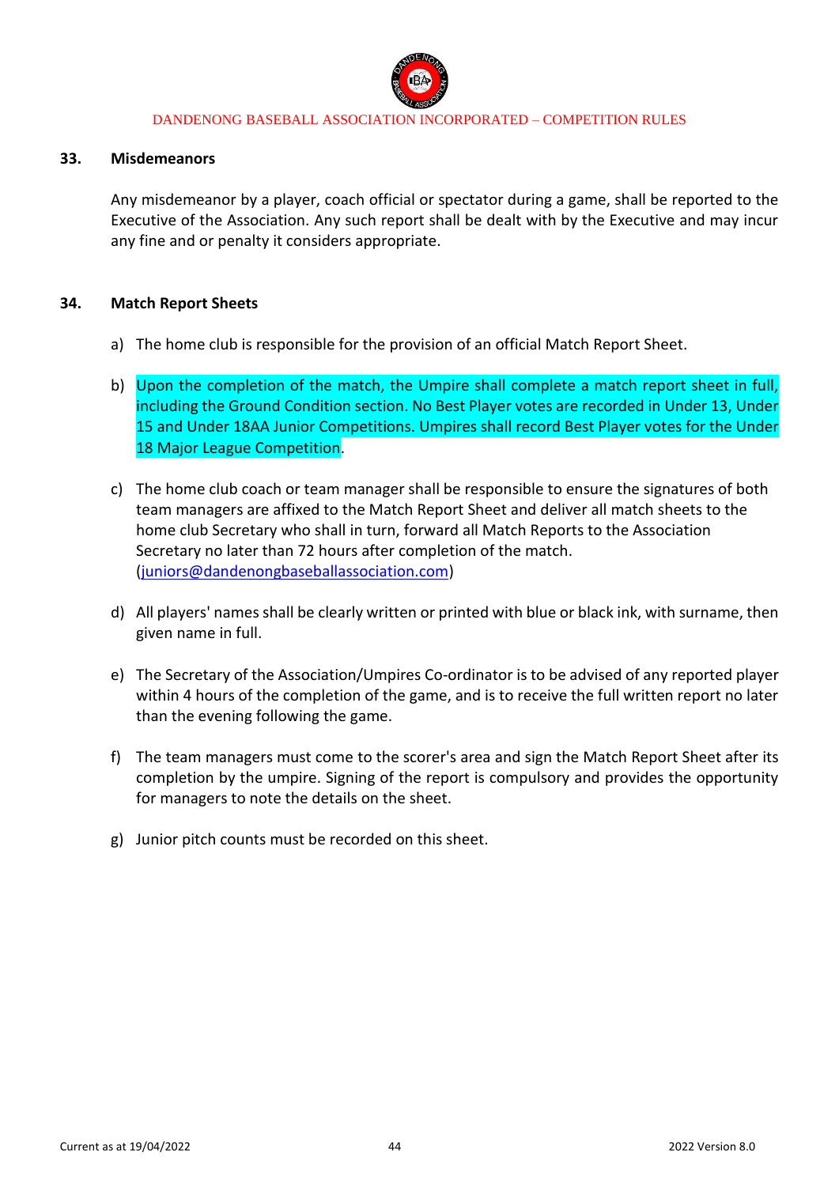## 33. Misdemeanors

Any misdemeanor by a player, coach official or spectator during a game, shall be reported to the Executive of the Association. Any such report shall be dealt with by the Executive and may incur any fine and or penalty it considers appropriate.

## 34. Match Report Sheets

a) The home club is responsible for the provision of an official Match Report Sheet.

b) Upon the completion of the match, the Umpire shall complete a match report sheet in full, including the Ground Condition section. No Best Player votes are recorded in Under 13, Under 15 and Under 18AA Junior Competitions. Umpires shall record Best Player votes for the Under 18 Major League Competition.

c) The home club coach or team manager shall be responsible to ensure the signatures of both team managers are affixed to the Match Report Sheet and deliver all match sheets to the home club Secretary who shall in turn, forward all Match Reports to the Association Secretary no later than 72 hours after completion of the match. (juniors@dandenongbaseballassociation.com)

d) All players' names shall be clearly written or printed with blue or black ink, with surname, then given name in full.

e) The Secretary of the Association/Umpires Co-ordinator is to be advised of any reported player within 4 hours of the completion of the game, and is to receive the full written report no later than the evening following the game.

f) The team managers must come to the scorer's area and sign the Match Report Sheet after its completion by the umpire. Signing of the report is compulsory and provides the opportunity for managers to note the details on the sheet.

g) Junior pitch counts must be recorded on this sheet.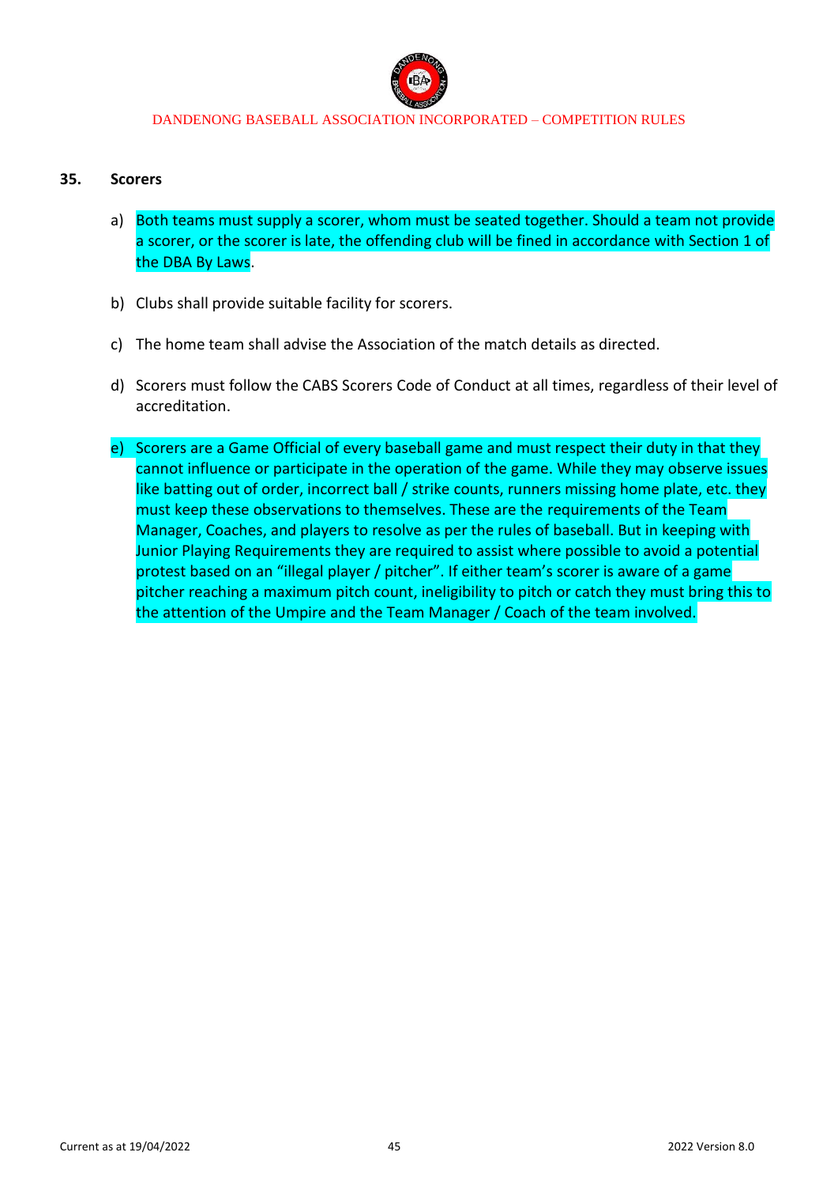## 35. Scorers

a) Both teams must supply a scorer, whom must be seated together. Should a team not provide a scorer, or the scorer is late, the offending club will be fined in accordance with Section 1 of the DBA By Laws.

b) Clubs shall provide suitable facility for scorers.

c) The home team shall advise the Association of the match details as directed.

d) Scorers must follow the CABS Scorers Code of Conduct at all times, regardless of their level of accreditation.

e) Scorers are a Game Official of every baseball game and must respect their duty in that they cannot influence or participate in the operation of the game. While they may observe issues like batting out of order, incorrect ball / strike counts, runners missing home plate, etc. they must keep these observations to themselves. These are the requirements of the Team Manager, Coaches, and players to resolve as per the rules of baseball. But in keeping with Junior Playing Requirements they are required to assist where possible to avoid a potential protest based on an "illegal player / pitcher". If either team's scorer is aware of a game pitcher reaching a maximum pitch count, ineligibility to pitch or catch they must bring this to the attention of the Umpire and the Team Manager / Coach of the team involved.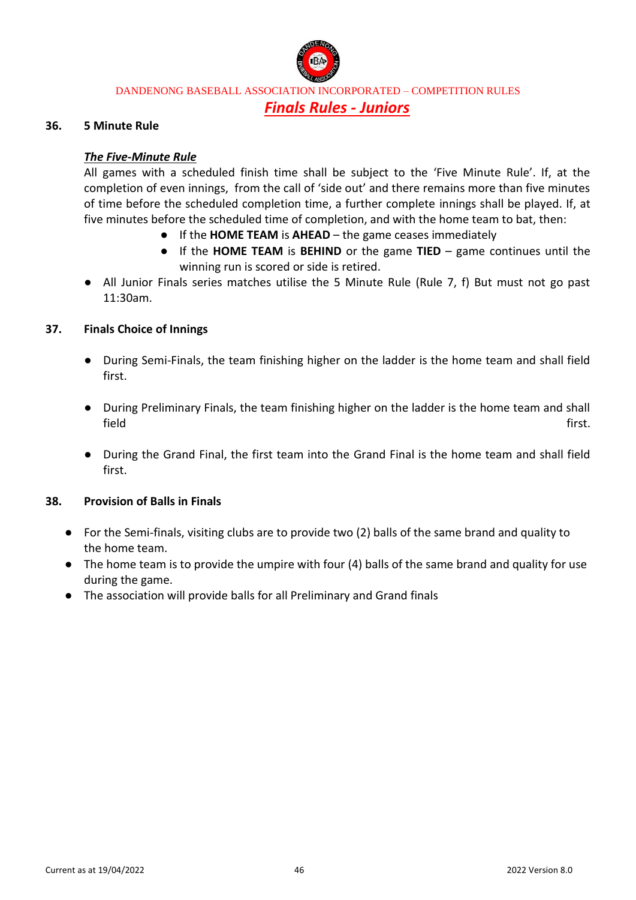DANDENONG BASEBALL ASSOCIATION INCORPORATED – COMPETITION RULES

# *Finals Rules - Juniors*

## 36. 5 Minute Rule

***The Five-Minute Rule***

All games with a scheduled finish time shall be subject to the 'Five Minute Rule'. If, at the completion of even innings, from the call of 'side out' and there remains more than five minutes of time before the scheduled completion time, a further complete innings shall be played. If, at five minutes before the scheduled time of completion, and with the home team to bat, then:

- If the **HOME TEAM** is **AHEAD** – the game ceases immediately
- If the **HOME TEAM** is **BEHIND** or the game **TIED** – game continues until the winning run is scored or side is retired.

- All Junior Finals series matches utilise the 5 Minute Rule (Rule 7, f) But must not go past 11:30am.

## 37. Finals Choice of Innings

- During Semi-Finals, the team finishing higher on the ladder is the home team and shall field first.
- During Preliminary Finals, the team finishing higher on the ladder is the home team and shall field first.
- During the Grand Final, the first team into the Grand Final is the home team and shall field first.

## 38. Provision of Balls in Finals

- For the Semi-finals, visiting clubs are to provide two (2) balls of the same brand and quality to the home team.
- The home team is to provide the umpire with four (4) balls of the same brand and quality for use during the game.
- The association will provide balls for all Preliminary and Grand finals